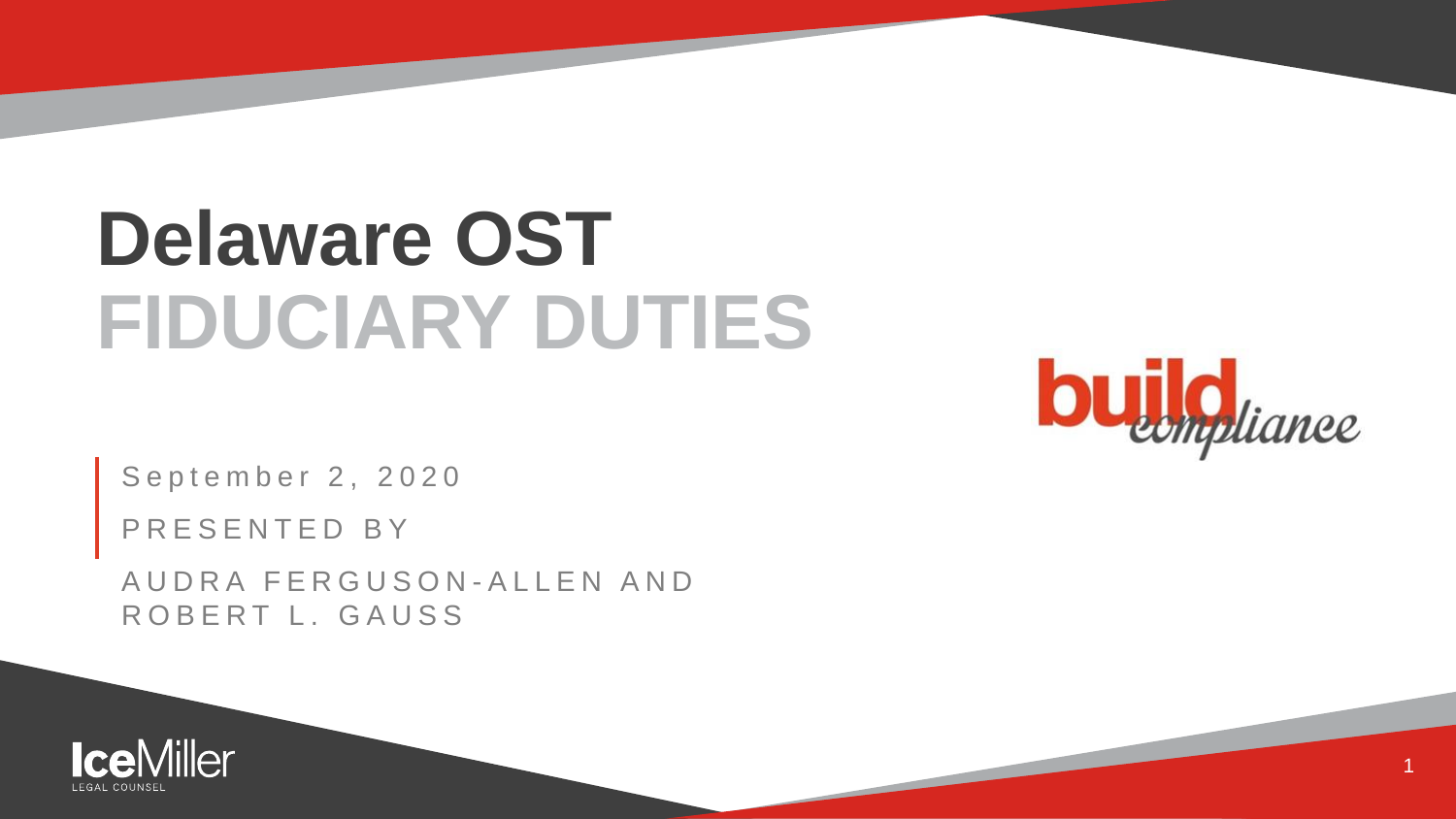# Delaware OST
# FIDUCIARY DUTIES

September 2, 2020

PRESENTED BY

AUDRA FERGUSON-ALLEN AND ROBERT L. GAUSS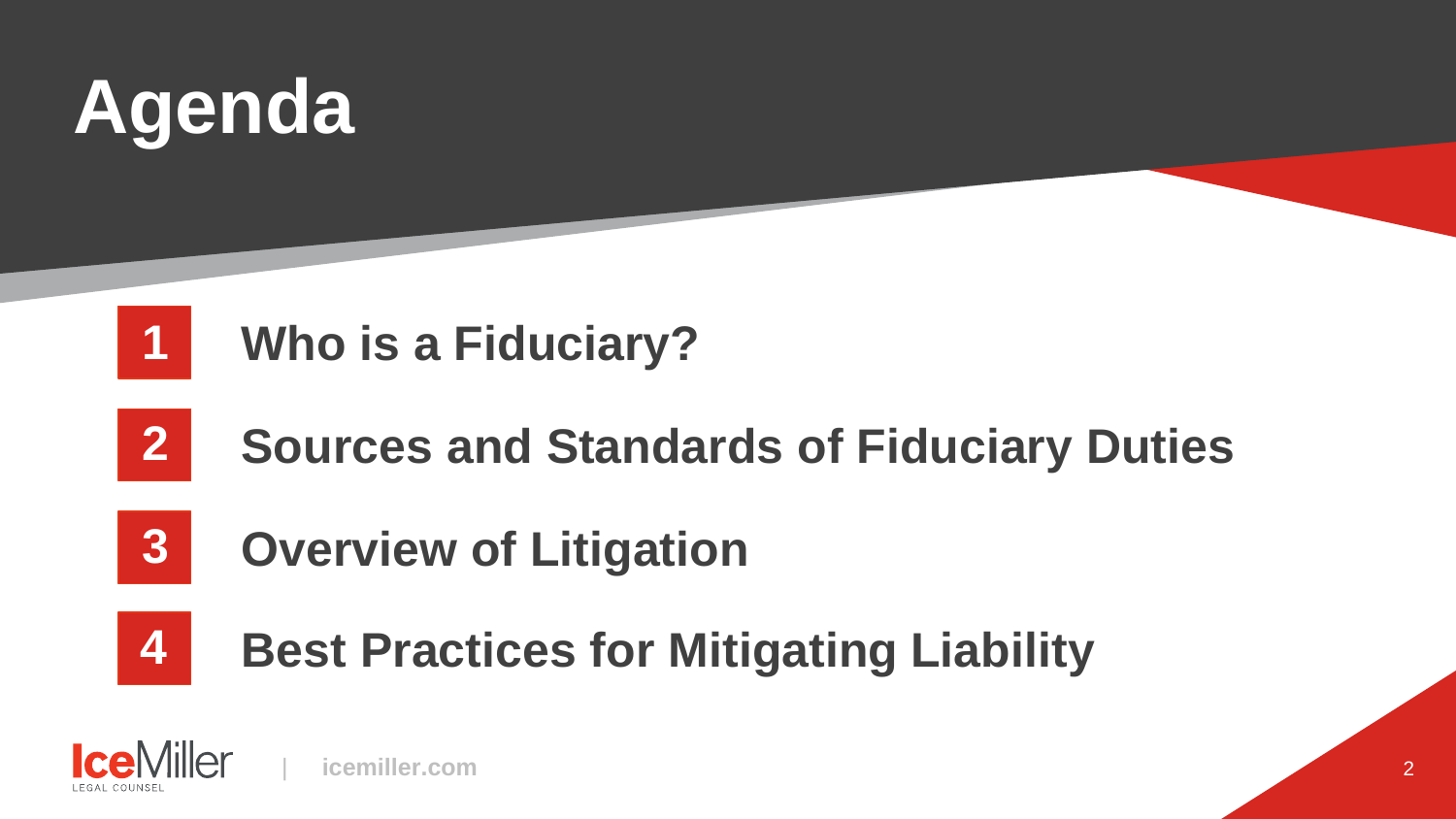# Agenda

1. Who is a Fiduciary?
2. Sources and Standards of Fiduciary Duties
3. Overview of Litigation
4. Best Practices for Mitigating Liability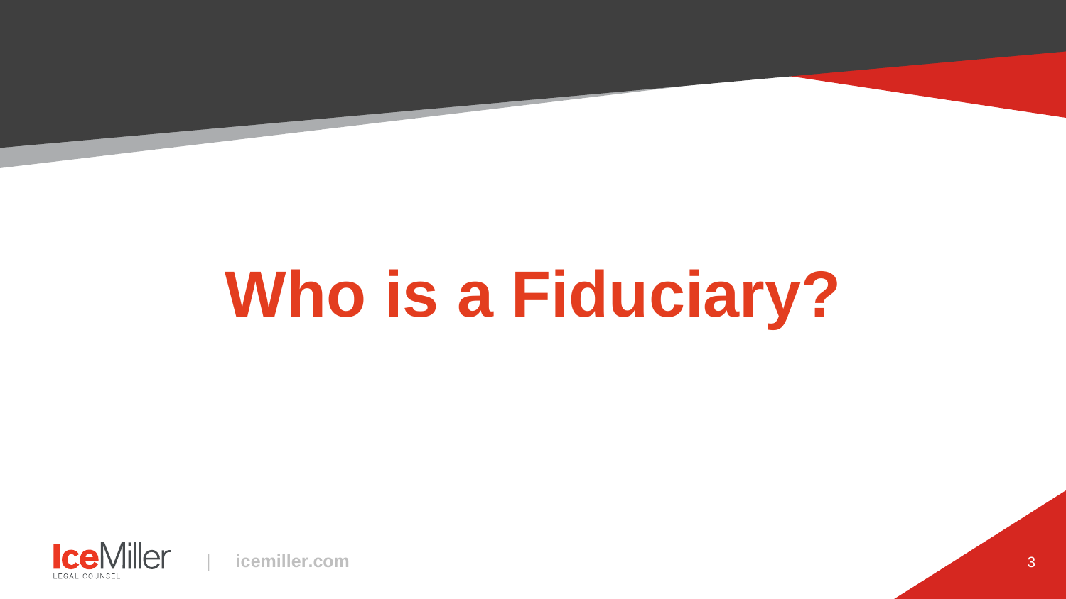# Who is a Fiduciary?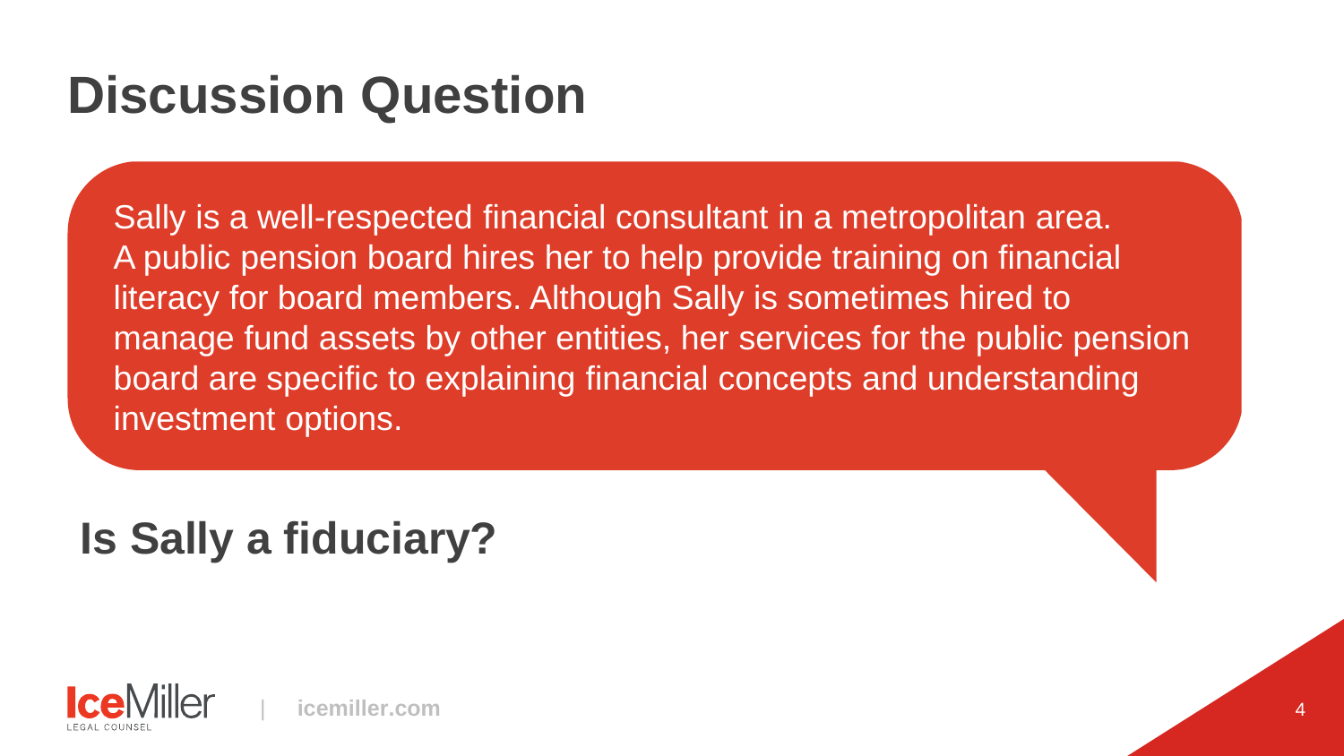# Discussion Question

Sally is a well-respected financial consultant in a metropolitan area. A public pension board hires her to help provide training on financial literacy for board members. Although Sally is sometimes hired to manage fund assets by other entities, her services for the public pension board are specific to explaining financial concepts and understanding investment options.

## Is Sally a fiduciary?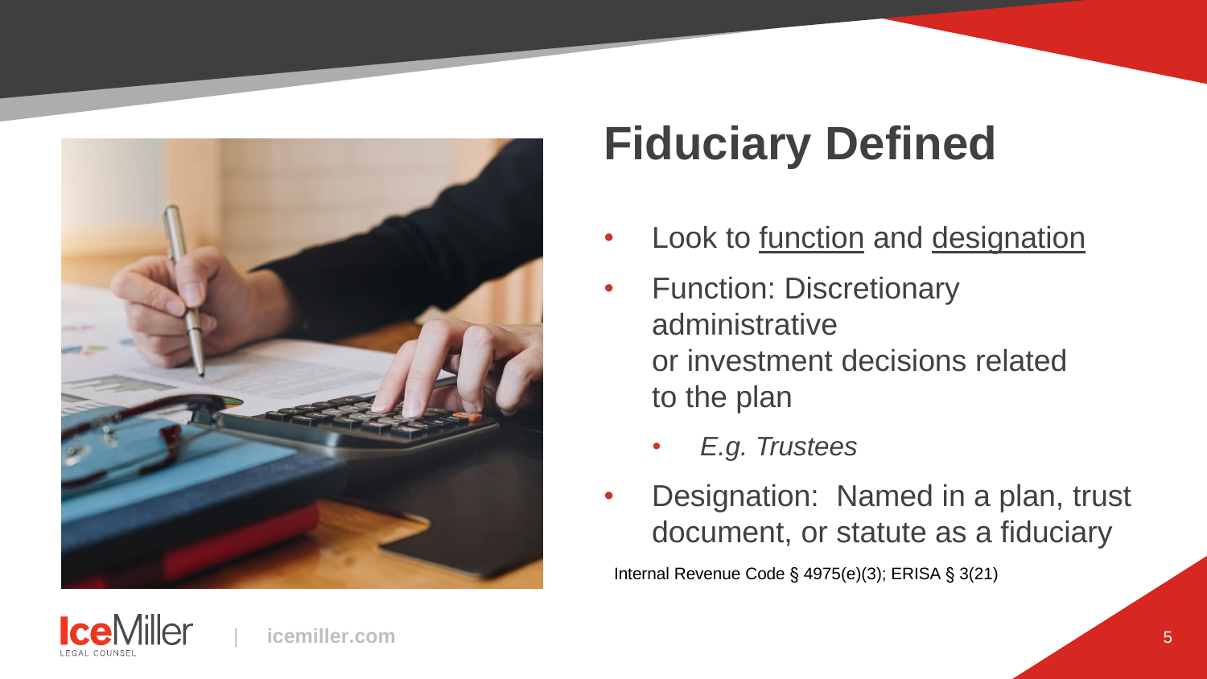# Fiduciary Defined

- Look to function and designation
- Function: Discretionary administrative or investment decisions related to the plan
  - *E.g. Trustees*
- Designation: Named in a plan, trust document, or statute as a fiduciary

Internal Revenue Code § 4975(e)(3); ERISA § 3(21)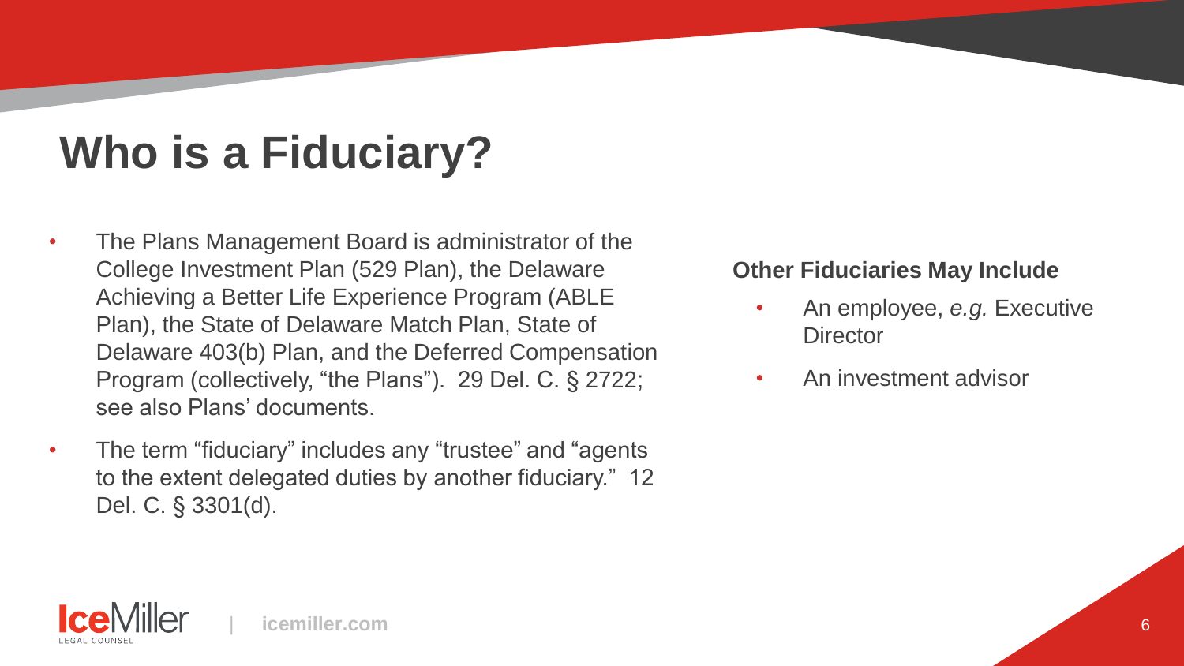# Who is a Fiduciary?

- The Plans Management Board is administrator of the College Investment Plan (529 Plan), the Delaware Achieving a Better Life Experience Program (ABLE Plan), the State of Delaware Match Plan, State of Delaware 403(b) Plan, and the Deferred Compensation Program (collectively, “the Plans”). 29 Del. C. § 2722; see also Plans’ documents.
- The term “fiduciary” includes any “trustee” and “agents to the extent delegated duties by another fiduciary.” 12 Del. C. § 3301(d).

**Other Fiduciaries May Include**

- An employee, *e.g.* Executive Director
- An investment advisor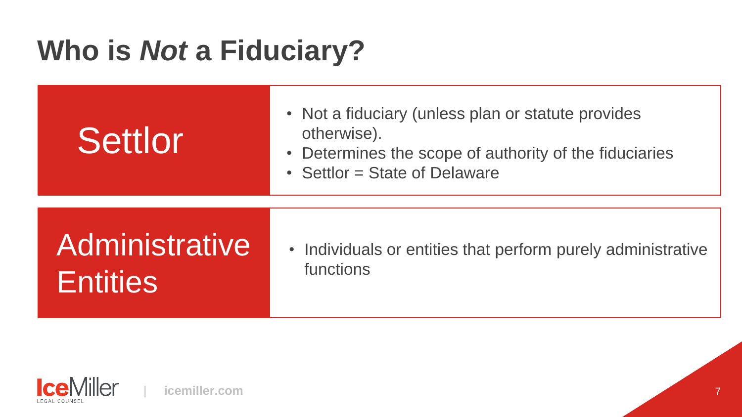# Who is *Not* a Fiduciary?

## Settlor

- Not a fiduciary (unless plan or statute provides otherwise).
- Determines the scope of authority of the fiduciaries
- Settlor = State of Delaware

## Administrative Entities

- Individuals or entities that perform purely administrative functions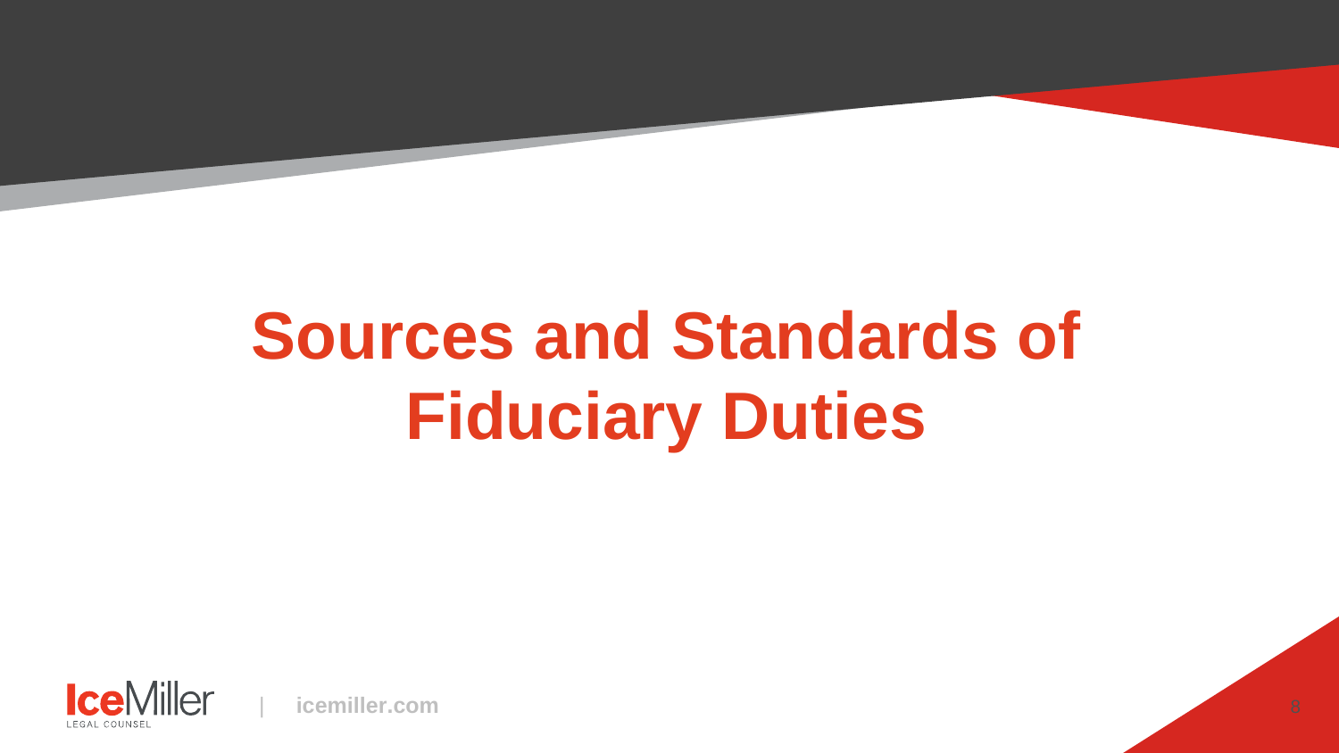# Sources and Standards of Fiduciary Duties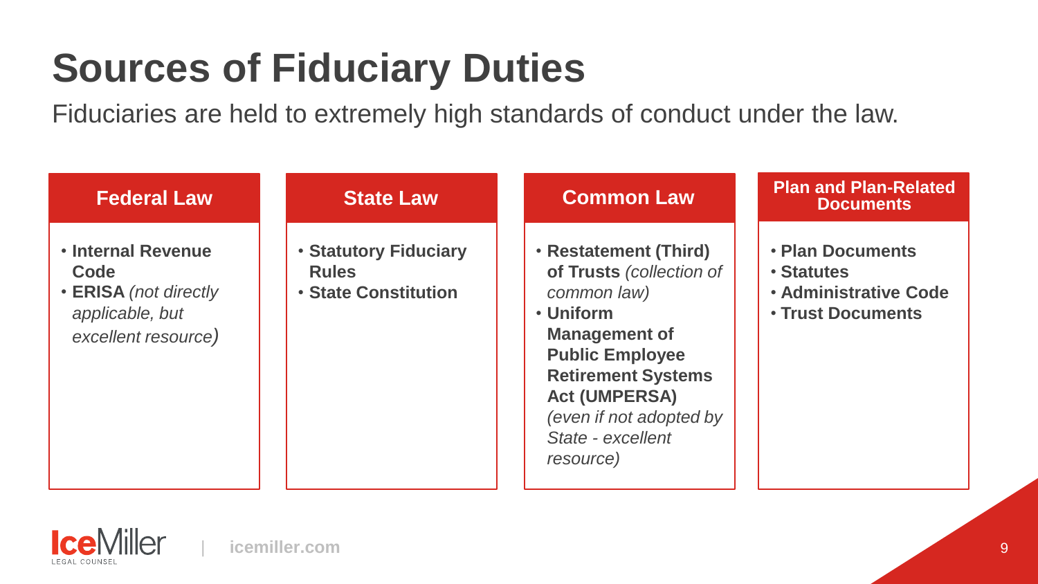# Sources of Fiduciary Duties

Fiduciaries are held to extremely high standards of conduct under the law.

## Federal Law

- **Internal Revenue Code**
- **ERISA** *(not directly applicable, but excellent resource)*

## State Law

- **Statutory Fiduciary Rules**
- **State Constitution**

## Common Law

- **Restatement (Third) of Trusts** *(collection of common law)*
- **Uniform Management of Public Employee Retirement Systems Act (UMPERSA)** *(even if not adopted by State - excellent resource)*

## Plan and Plan-Related Documents

- **Plan Documents**
- **Statutes**
- **Administrative Code**
- **Trust Documents**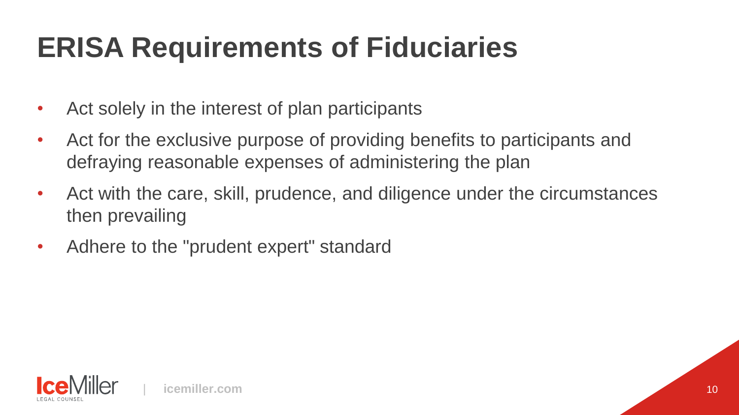# ERISA Requirements of Fiduciaries

- Act solely in the interest of plan participants
- Act for the exclusive purpose of providing benefits to participants and defraying reasonable expenses of administering the plan
- Act with the care, skill, prudence, and diligence under the circumstances then prevailing
- Adhere to the "prudent expert" standard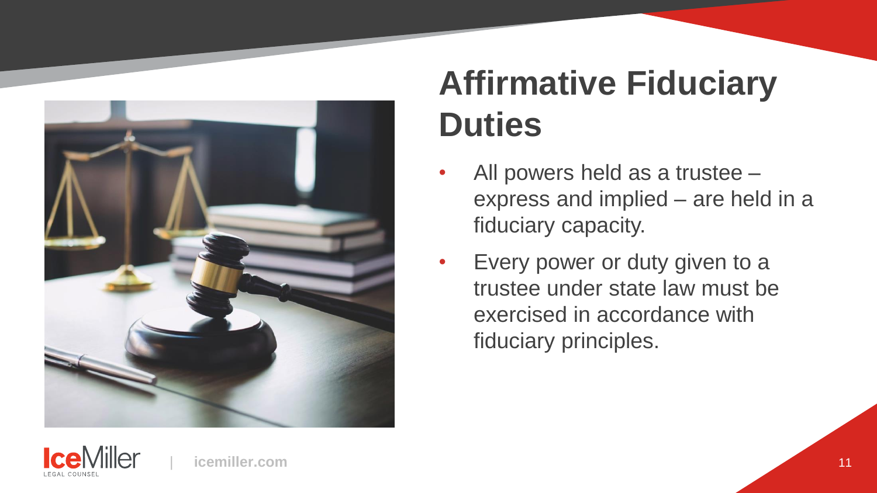# Affirmative Fiduciary Duties

- All powers held as a trustee – express and implied – are held in a fiduciary capacity.
- Every power or duty given to a trustee under state law must be exercised in accordance with fiduciary principles.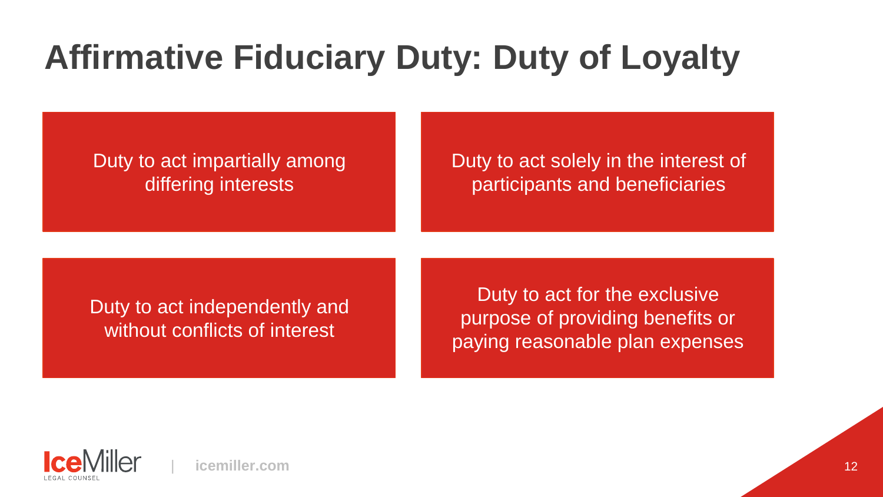# Affirmative Fiduciary Duty: Duty of Loyalty

- Duty to act impartially among differing interests
- Duty to act solely in the interest of participants and beneficiaries
- Duty to act independently and without conflicts of interest
- Duty to act for the exclusive purpose of providing benefits or paying reasonable plan expenses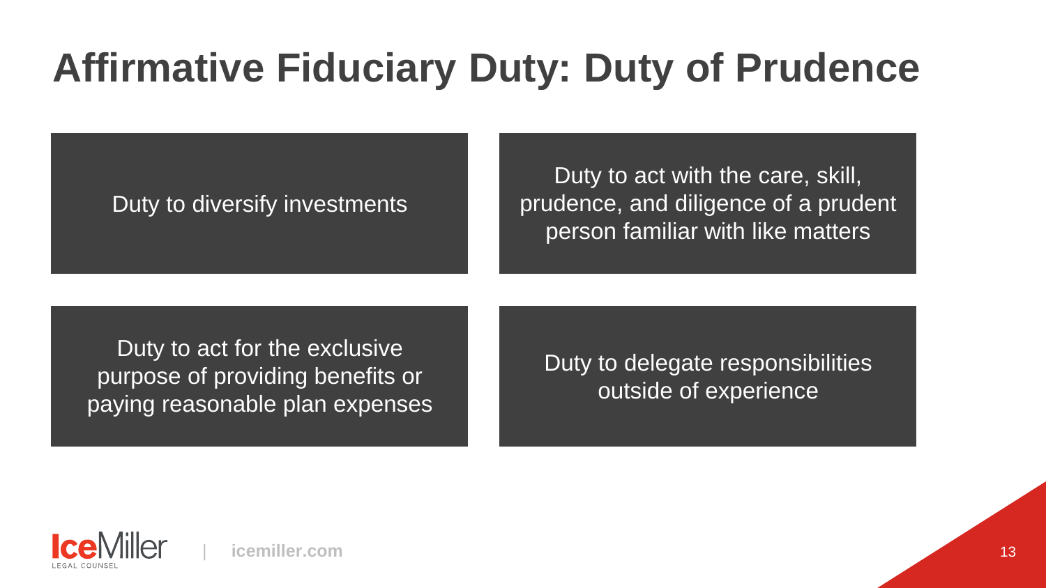# Affirmative Fiduciary Duty: Duty of Prudence

- Duty to diversify investments
- Duty to act with the care, skill, prudence, and diligence of a prudent person familiar with like matters
- Duty to act for the exclusive purpose of providing benefits or paying reasonable plan expenses
- Duty to delegate responsibilities outside of experience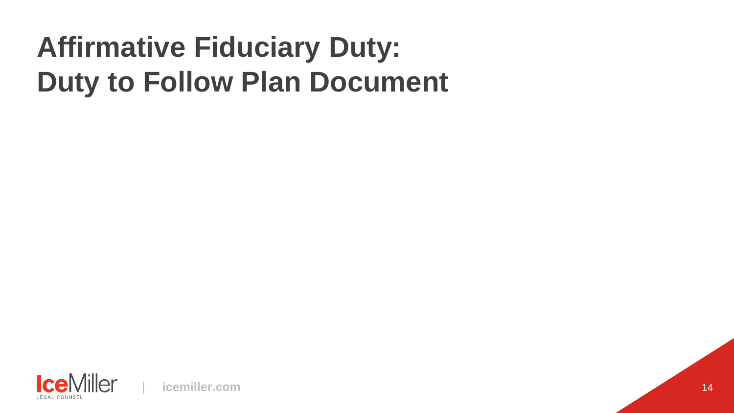# Affirmative Fiduciary Duty: Duty to Follow Plan Document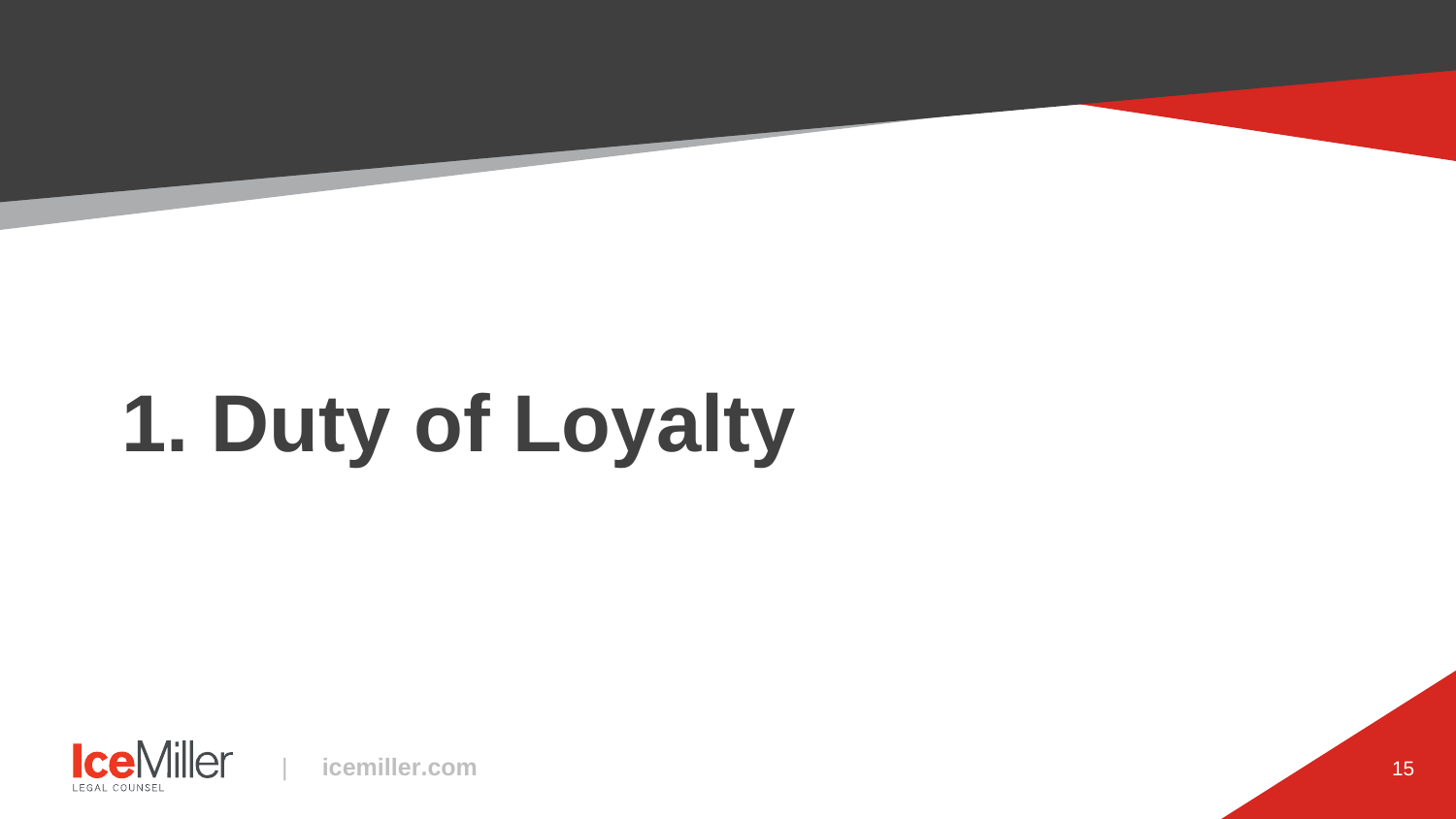# 1. Duty of Loyalty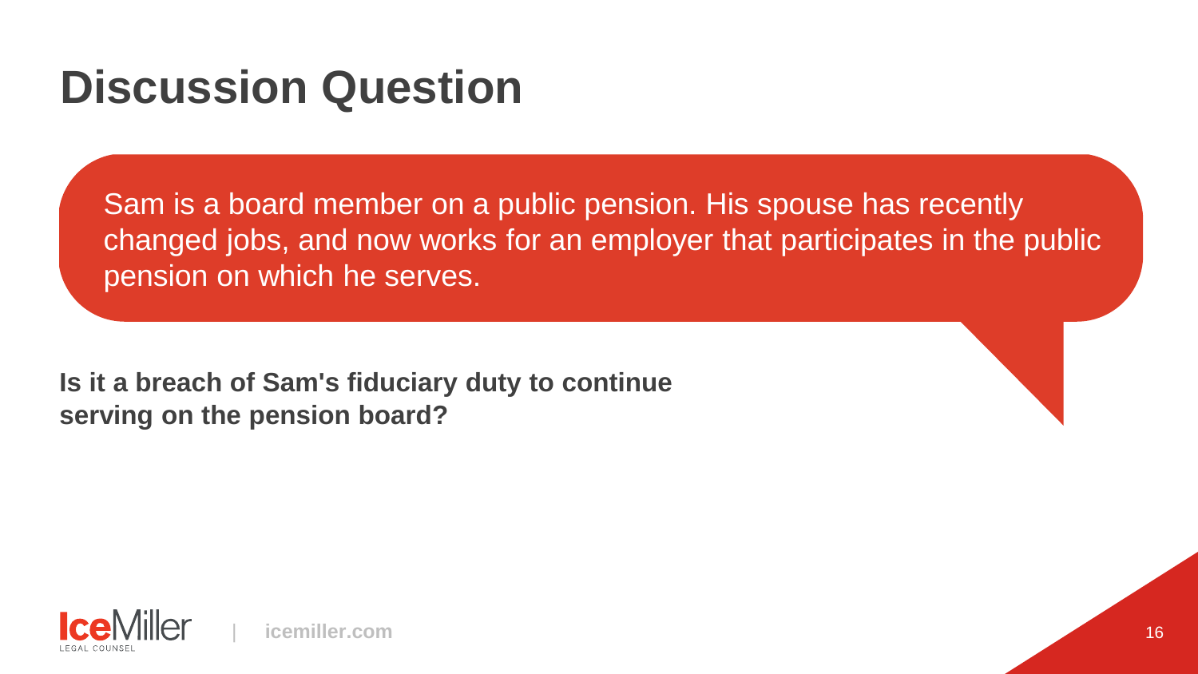# Discussion Question

Sam is a board member on a public pension. His spouse has recently changed jobs, and now works for an employer that participates in the public pension on which he serves.

**Is it a breach of Sam's fiduciary duty to continue serving on the pension board?**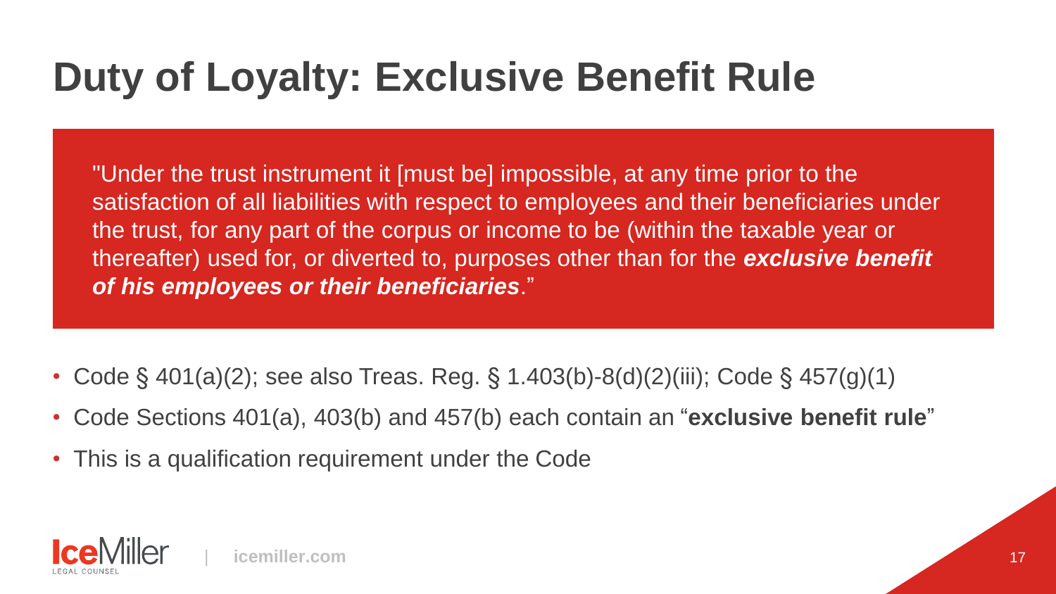# Duty of Loyalty: Exclusive Benefit Rule

"Under the trust instrument it [must be] impossible, at any time prior to the satisfaction of all liabilities with respect to employees and their beneficiaries under the trust, for any part of the corpus or income to be (within the taxable year or thereafter) used for, or diverted to, purposes other than for the ***exclusive benefit of his employees or their beneficiaries***."

- Code § 401(a)(2); see also Treas. Reg. § 1.403(b)-8(d)(2)(iii); Code § 457(g)(1)
- Code Sections 401(a), 403(b) and 457(b) each contain an "**exclusive benefit rule**"
- This is a qualification requirement under the Code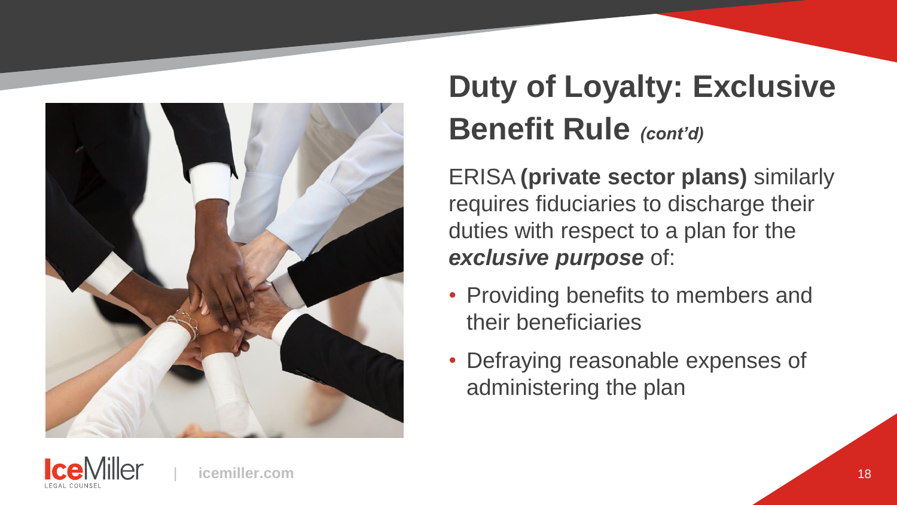# Duty of Loyalty: Exclusive Benefit Rule *(cont'd)*

ERISA **(private sector plans)** similarly requires fiduciaries to discharge their duties with respect to a plan for the ***exclusive purpose*** of:

- Providing benefits to members and their beneficiaries
- Defraying reasonable expenses of administering the plan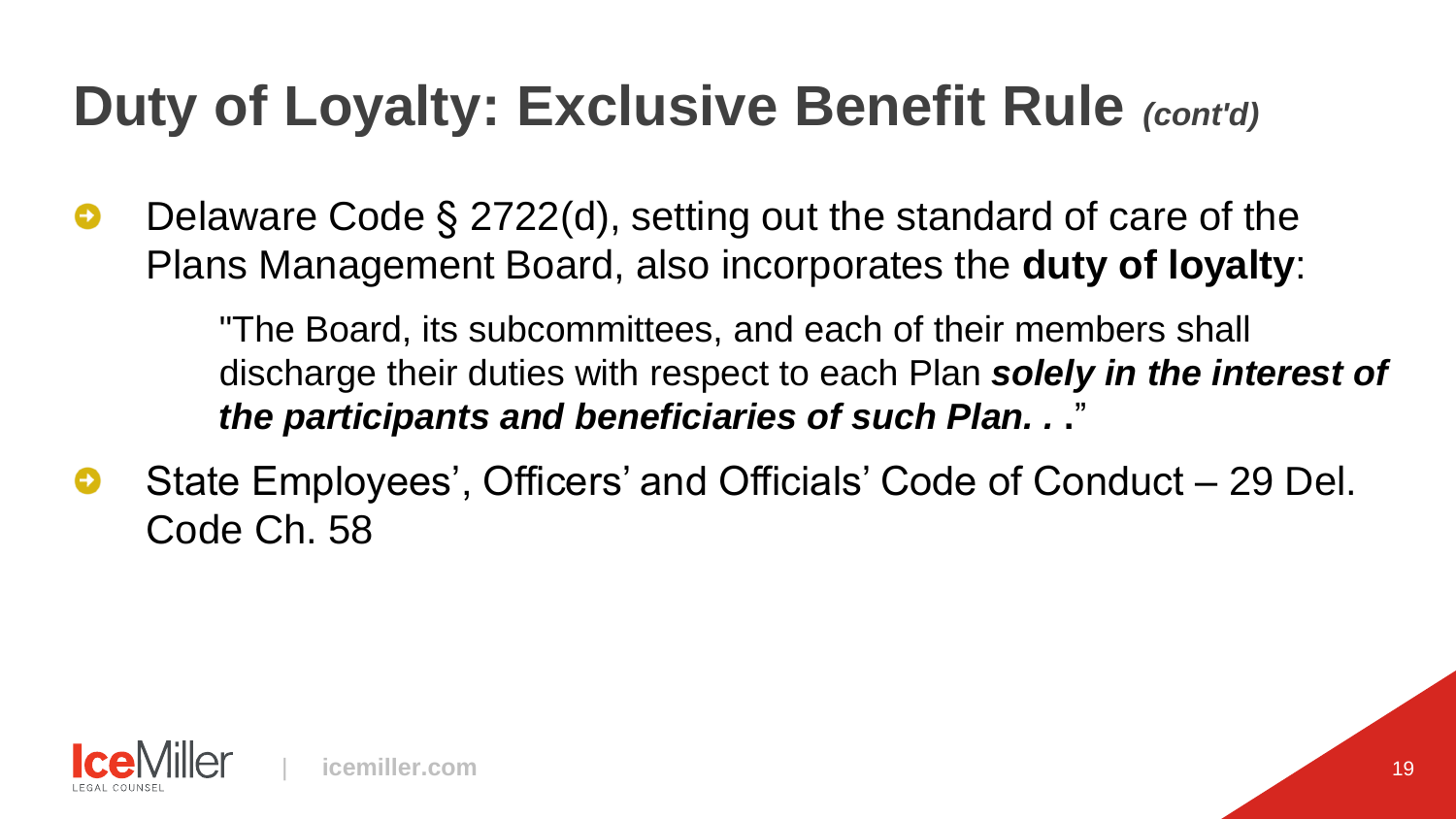# Duty of Loyalty: Exclusive Benefit Rule *(cont'd)*

- Delaware Code § 2722(d), setting out the standard of care of the Plans Management Board, also incorporates the **duty of loyalty**:

  > "The Board, its subcommittees, and each of their members shall discharge their duties with respect to each Plan ***solely in the interest of the participants and beneficiaries of such Plan. . .***"

- State Employees', Officers' and Officials' Code of Conduct – 29 Del. Code Ch. 58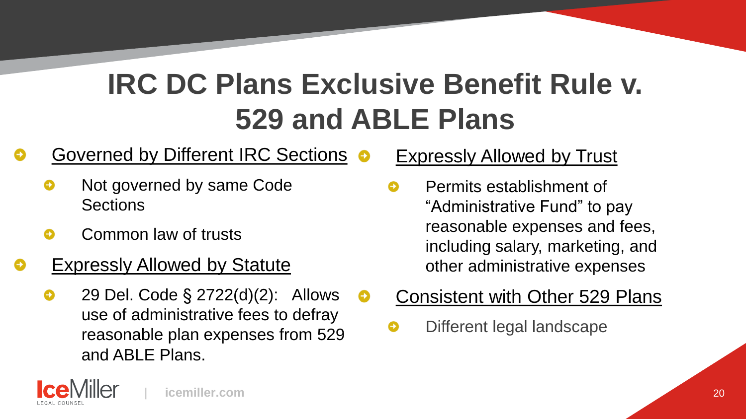# IRC DC Plans Exclusive Benefit Rule v. 529 and ABLE Plans

- Governed by Different IRC Sections
  - Not governed by same Code Sections
  - Common law of trusts
- Expressly Allowed by Statute
  - 29 Del. Code § 2722(d)(2): Allows use of administrative fees to defray reasonable plan expenses from 529 and ABLE Plans.
- Expressly Allowed by Trust
  - Permits establishment of "Administrative Fund" to pay reasonable expenses and fees, including salary, marketing, and other administrative expenses
- Consistent with Other 529 Plans
  - Different legal landscape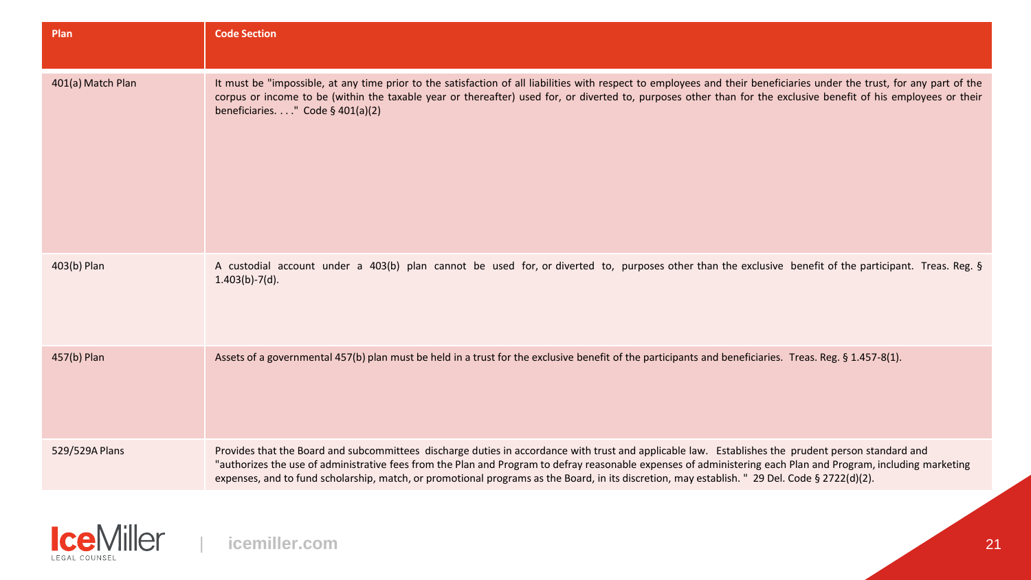| Plan | Code Section |
|---|---|
| 401(a) Match Plan | It must be "impossible, at any time prior to the satisfaction of all liabilities with respect to employees and their beneficiaries under the trust, for any part of the corpus or income to be (within the taxable year or thereafter) used for, or diverted to, purposes other than for the exclusive benefit of his employees or their beneficiaries. . . ." Code § 401(a)(2) |
| 403(b) Plan | A custodial account under a 403(b) plan cannot be used for, or diverted to, purposes other than the exclusive benefit of the participant. Treas. Reg. § 1.403(b)-7(d). |
| 457(b) Plan | Assets of a governmental 457(b) plan must be held in a trust for the exclusive benefit of the participants and beneficiaries. Treas. Reg. § 1.457-8(1). |
| 529/529A Plans | Provides that the Board and subcommittees discharge duties in accordance with trust and applicable law. Establishes the prudent person standard and "authorizes the use of administrative fees from the Plan and Program to defray reasonable expenses of administering each Plan and Program, including marketing expenses, and to fund scholarship, match, or promotional programs as the Board, in its discretion, may establish." 29 Del. Code § 2722(d)(2). |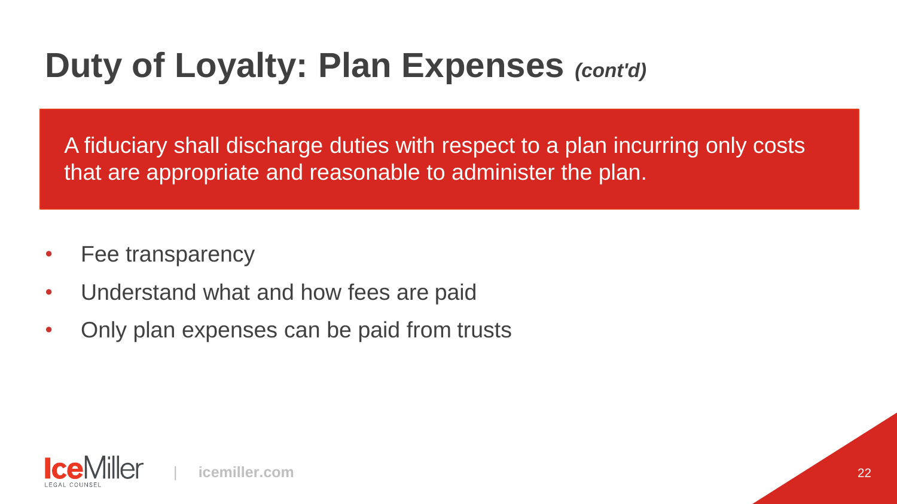# Duty of Loyalty: Plan Expenses *(cont'd)*

A fiduciary shall discharge duties with respect to a plan incurring only costs that are appropriate and reasonable to administer the plan.

- Fee transparency
- Understand what and how fees are paid
- Only plan expenses can be paid from trusts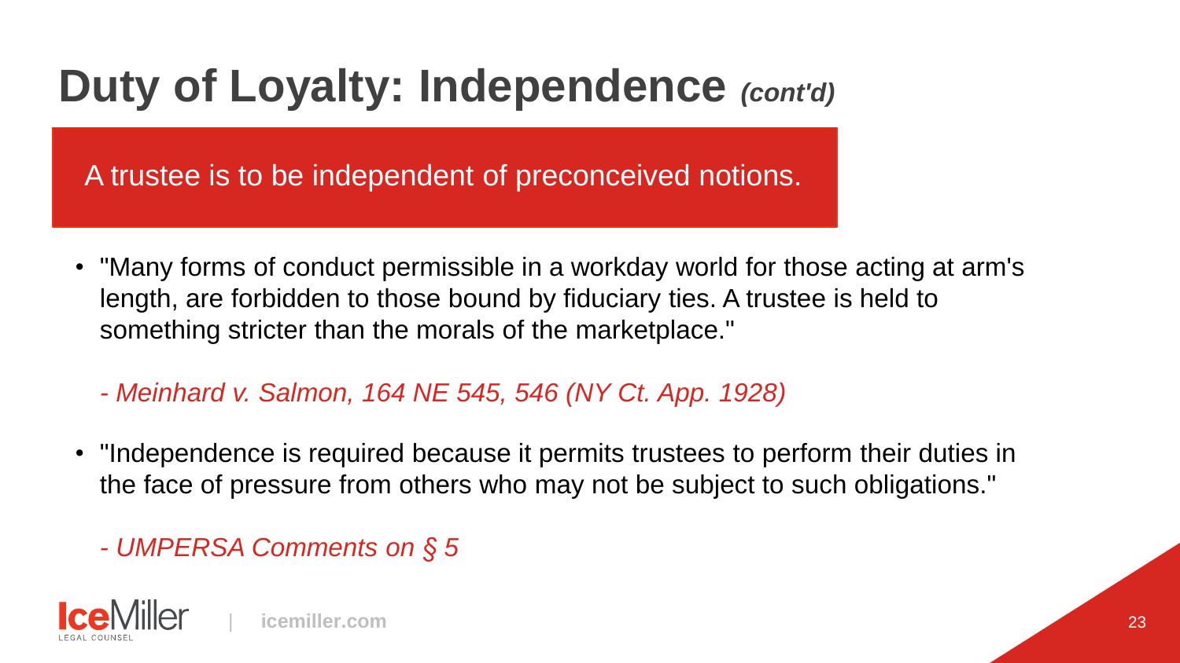# Duty of Loyalty: Independence *(cont'd)*

A trustee is to be independent of preconceived notions.

- "Many forms of conduct permissible in a workday world for those acting at arm's length, are forbidden to those bound by fiduciary ties. A trustee is held to something stricter than the morals of the marketplace."

  *- Meinhard v. Salmon, 164 NE 545, 546 (NY Ct. App. 1928)*

- "Independence is required because it permits trustees to perform their duties in the face of pressure from others who may not be subject to such obligations."

  *- UMPERSA Comments on § 5*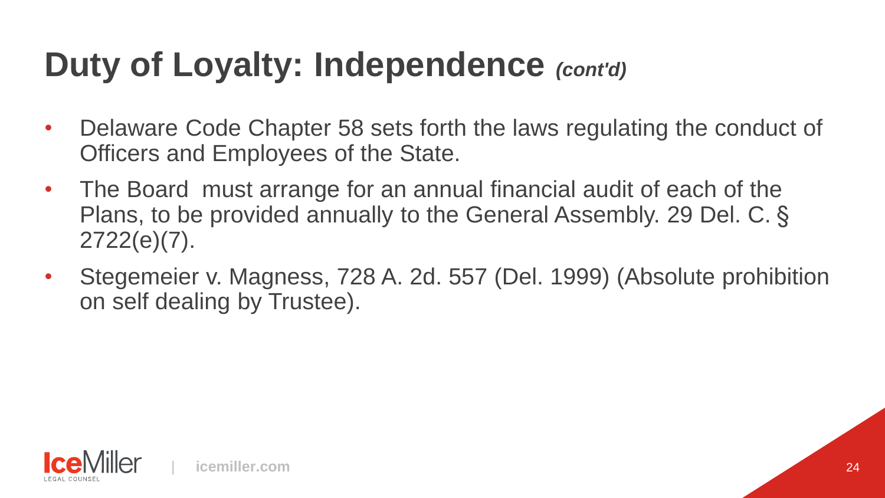# Duty of Loyalty: Independence *(cont'd)*

- Delaware Code Chapter 58 sets forth the laws regulating the conduct of Officers and Employees of the State.
- The Board must arrange for an annual financial audit of each of the Plans, to be provided annually to the General Assembly. 29 Del. C. § 2722(e)(7).
- Stegemeier v. Magness, 728 A. 2d. 557 (Del. 1999) (Absolute prohibition on self dealing by Trustee).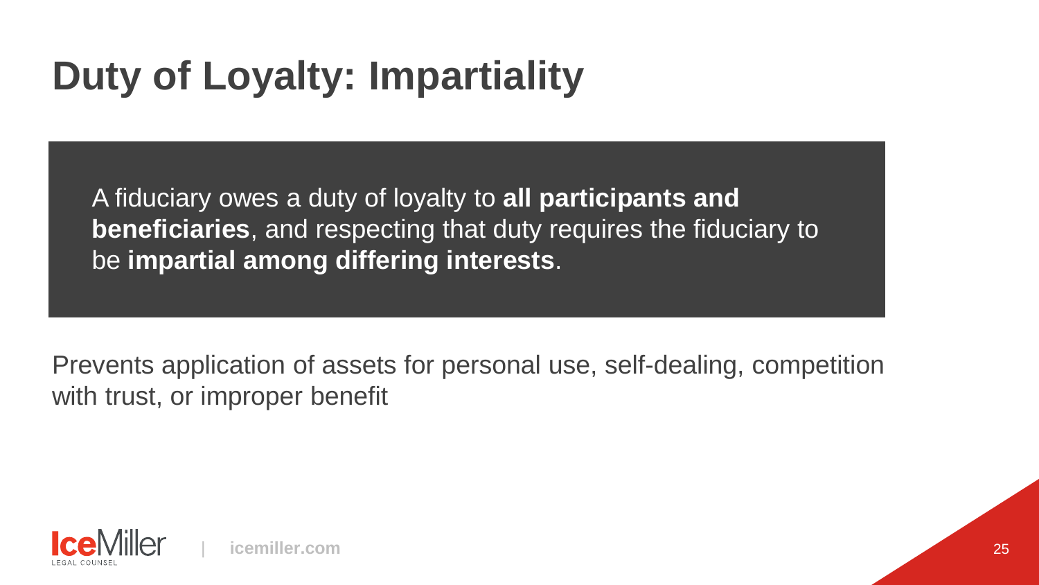# Duty of Loyalty: Impartiality

A fiduciary owes a duty of loyalty to **all participants and beneficiaries**, and respecting that duty requires the fiduciary to be **impartial among differing interests**.

Prevents application of assets for personal use, self-dealing, competition with trust, or improper benefit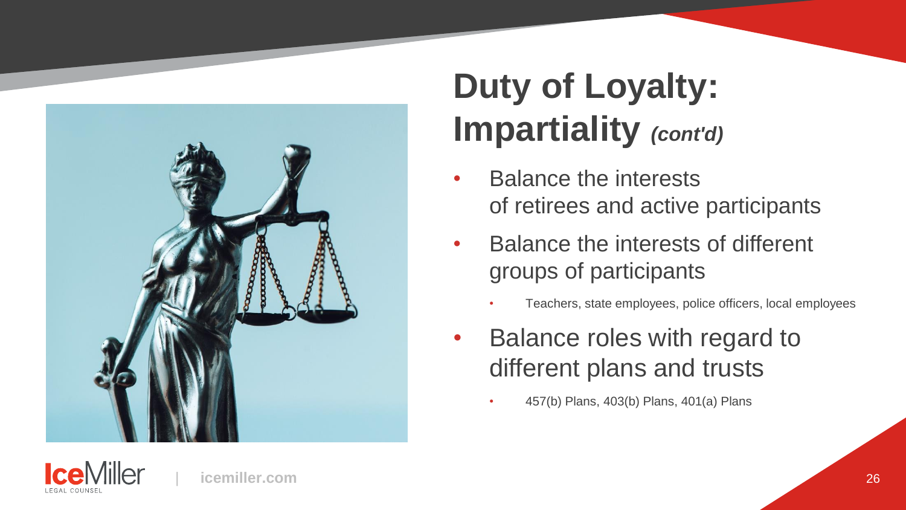# Duty of Loyalty: Impartiality *(cont'd)*

- Balance the interests of retirees and active participants
- Balance the interests of different groups of participants
  - Teachers, state employees, police officers, local employees
- Balance roles with regard to different plans and trusts
  - 457(b) Plans, 403(b) Plans, 401(a) Plans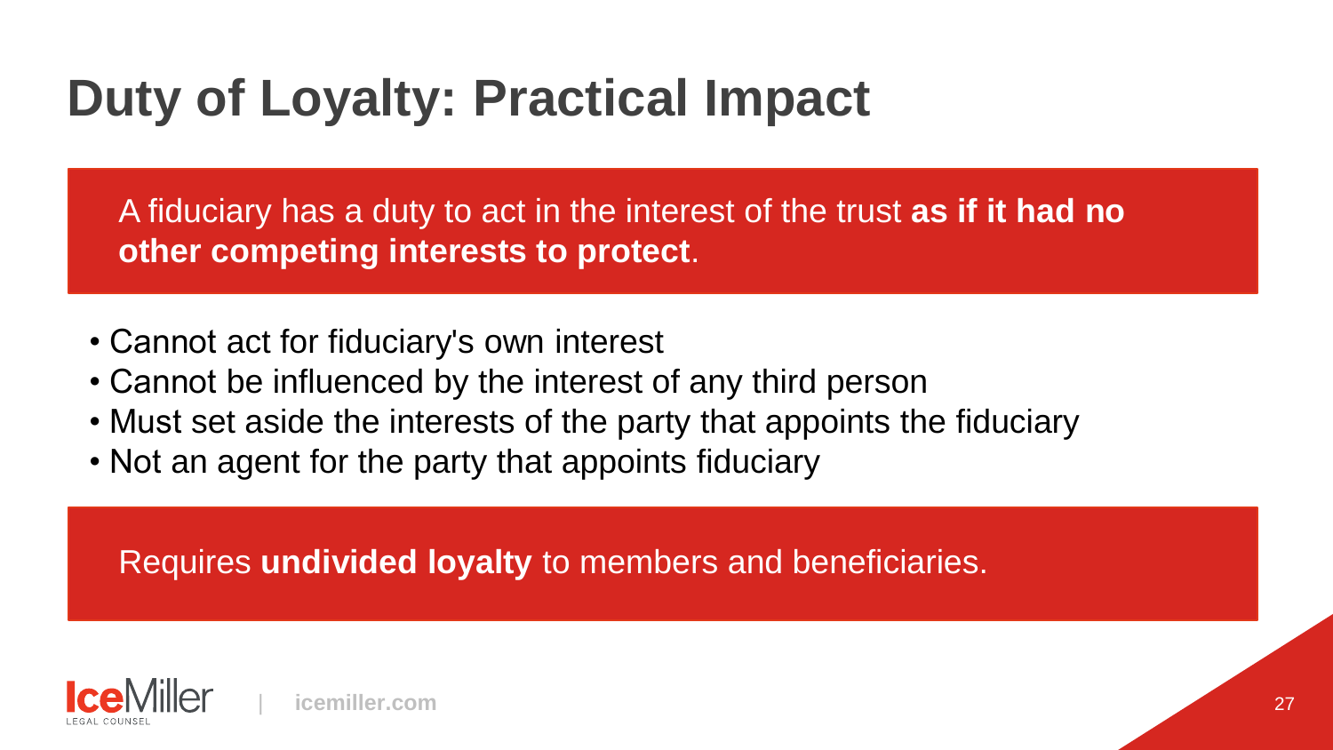# Duty of Loyalty: Practical Impact

A fiduciary has a duty to act in the interest of the trust **as if it had no other competing interests to protect**.

- Cannot act for fiduciary's own interest
- Cannot be influenced by the interest of any third person
- Must set aside the interests of the party that appoints the fiduciary
- Not an agent for the party that appoints fiduciary

Requires **undivided loyalty** to members and beneficiaries.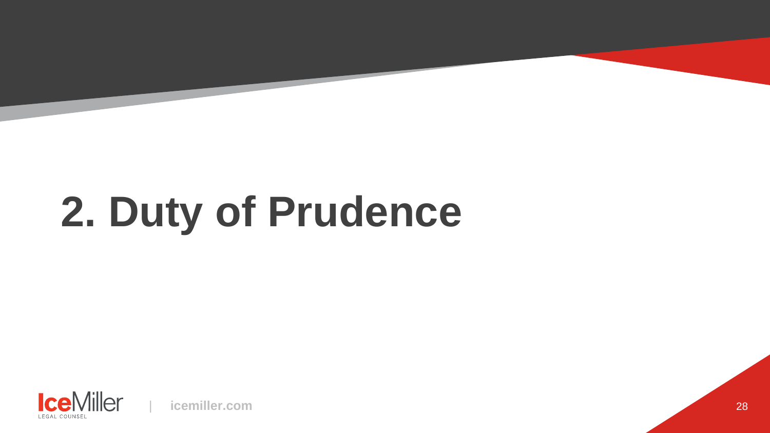# 2. Duty of Prudence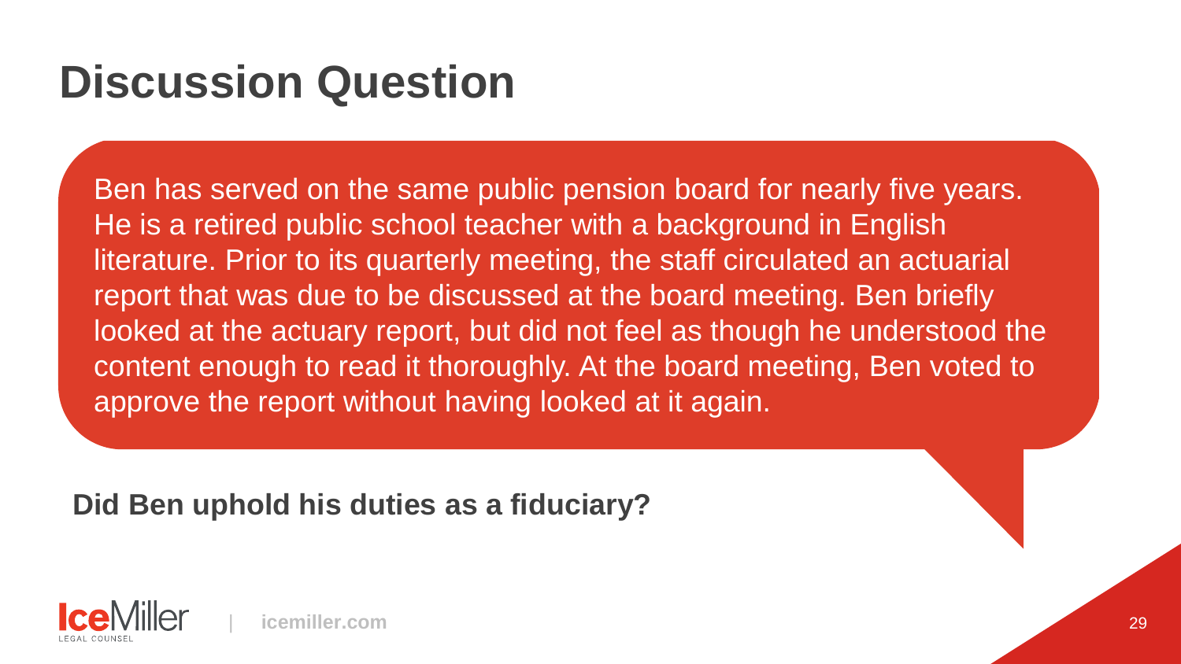# Discussion Question

Ben has served on the same public pension board for nearly five years. He is a retired public school teacher with a background in English literature. Prior to its quarterly meeting, the staff circulated an actuarial report that was due to be discussed at the board meeting. Ben briefly looked at the actuary report, but did not feel as though he understood the content enough to read it thoroughly. At the board meeting, Ben voted to approve the report without having looked at it again.

**Did Ben uphold his duties as a fiduciary?**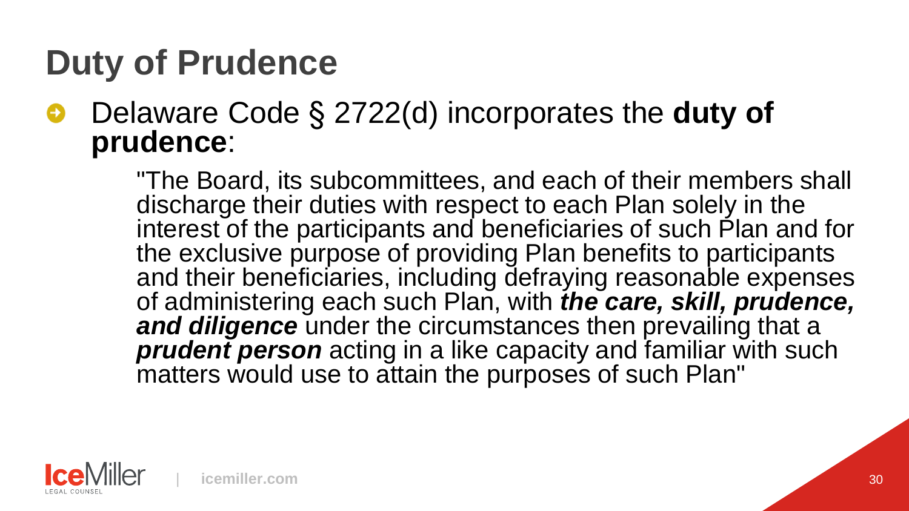# Duty of Prudence

- Delaware Code § 2722(d) incorporates the **duty of prudence**:

  "The Board, its subcommittees, and each of their members shall discharge their duties with respect to each Plan solely in the interest of the participants and beneficiaries of such Plan and for the exclusive purpose of providing Plan benefits to participants and their beneficiaries, including defraying reasonable expenses of administering each such Plan, with ***the care, skill, prudence, and diligence*** under the circumstances then prevailing that a ***prudent person*** acting in a like capacity and familiar with such matters would use to attain the purposes of such Plan"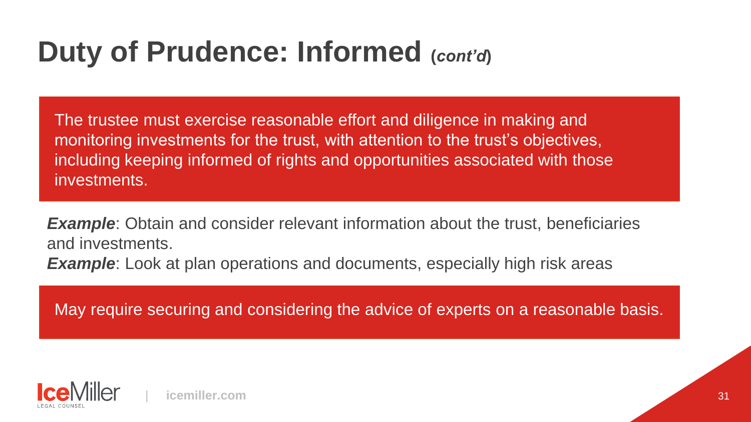# Duty of Prudence: Informed *(cont'd)*

The trustee must exercise reasonable effort and diligence in making and monitoring investments for the trust, with attention to the trust's objectives, including keeping informed of rights and opportunities associated with those investments.

***Example***: Obtain and consider relevant information about the trust, beneficiaries and investments.
***Example***: Look at plan operations and documents, especially high risk areas

May require securing and considering the advice of experts on a reasonable basis.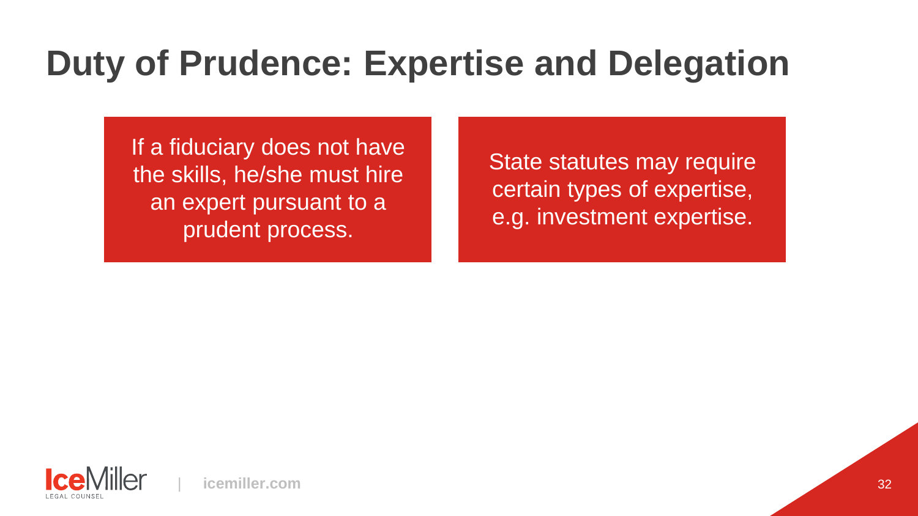# Duty of Prudence: Expertise and Delegation

If a fiduciary does not have the skills, he/she must hire an expert pursuant to a prudent process.

State statutes may require certain types of expertise, e.g. investment expertise.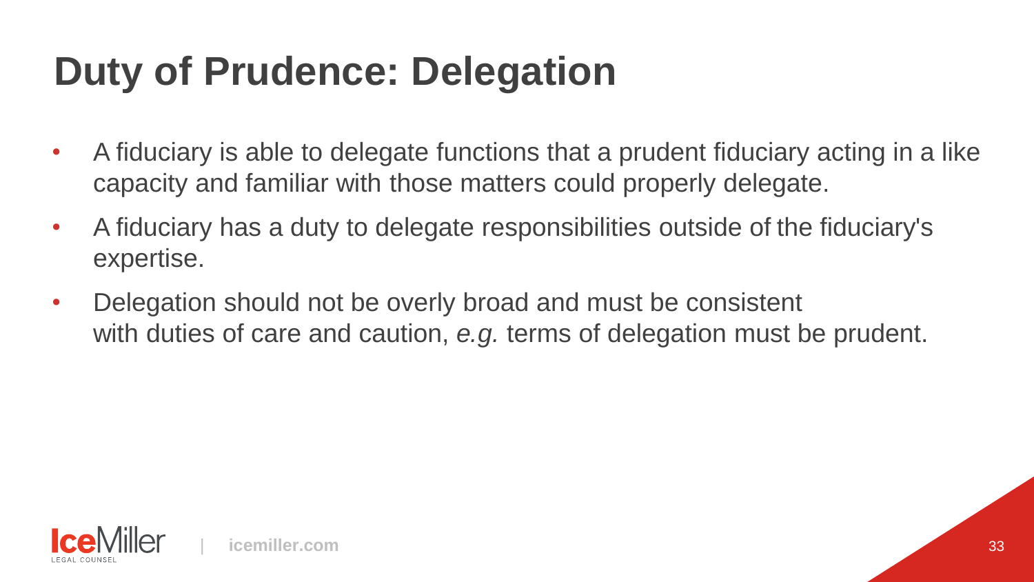# Duty of Prudence: Delegation

- A fiduciary is able to delegate functions that a prudent fiduciary acting in a like capacity and familiar with those matters could properly delegate.
- A fiduciary has a duty to delegate responsibilities outside of the fiduciary's expertise.
- Delegation should not be overly broad and must be consistent with duties of care and caution, *e.g.* terms of delegation must be prudent.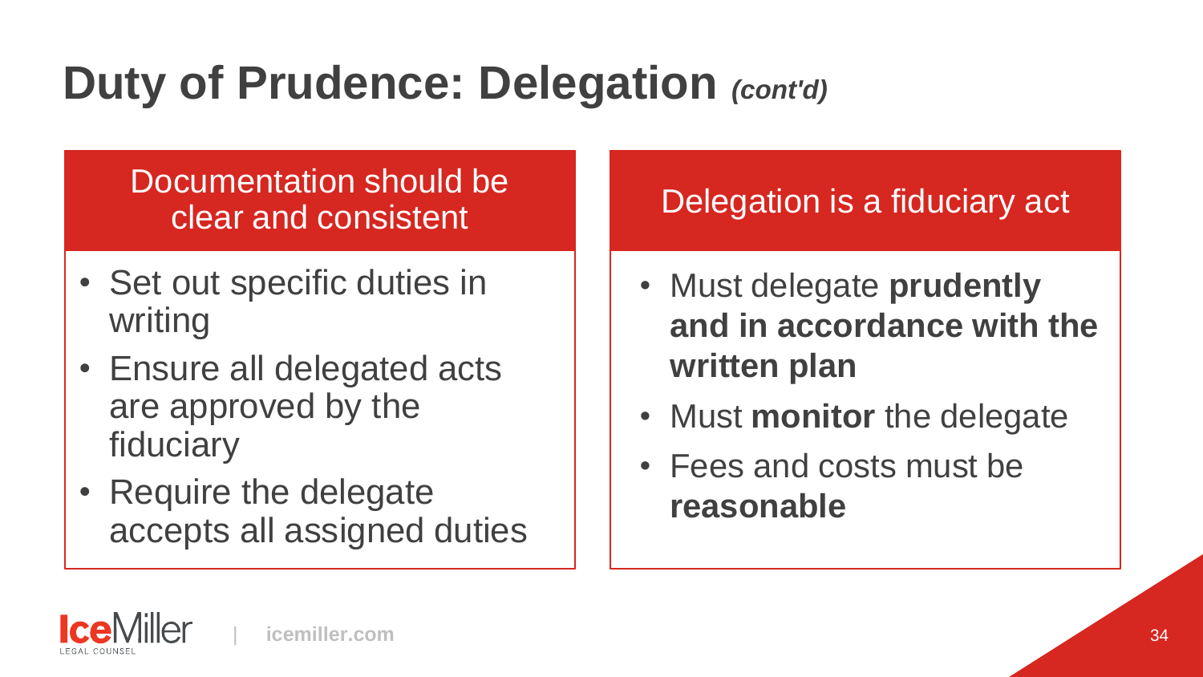# Duty of Prudence: Delegation *(cont'd)*

## Documentation should be clear and consistent

- Set out specific duties in writing
- Ensure all delegated acts are approved by the fiduciary
- Require the delegate accepts all assigned duties

## Delegation is a fiduciary act

- Must delegate **prudently and in accordance with the written plan**
- Must **monitor** the delegate
- Fees and costs must be **reasonable**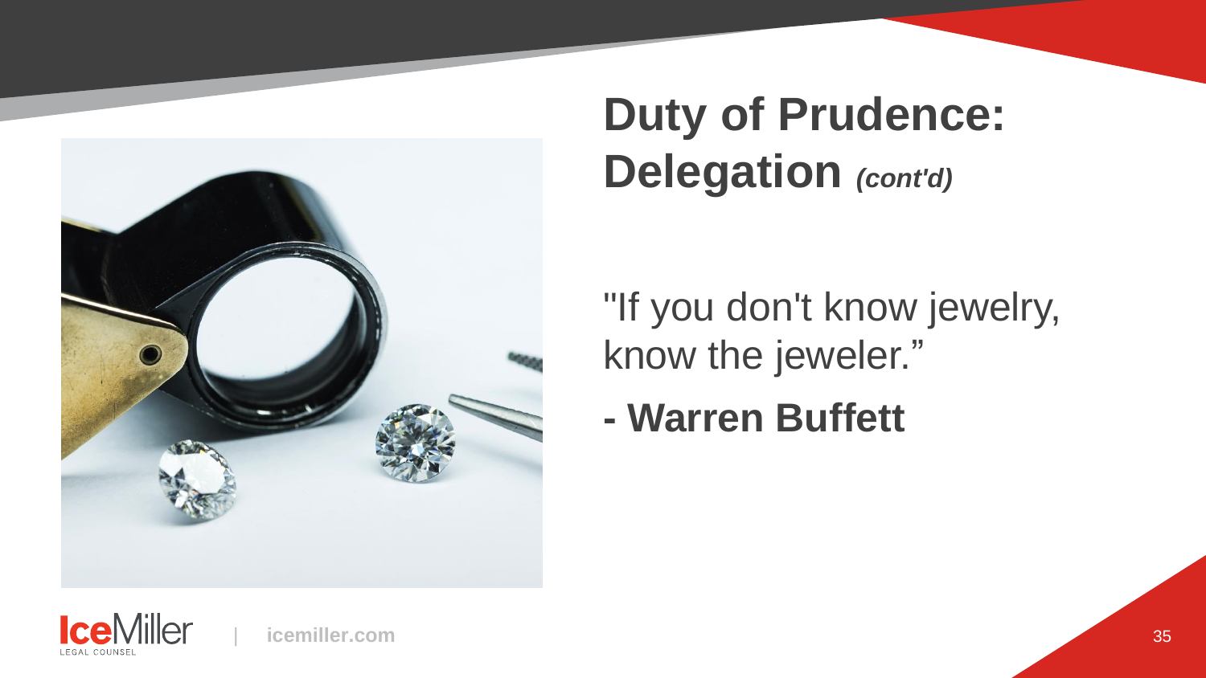# Duty of Prudence: Delegation *(cont'd)*

"If you don't know jewelry, know the jeweler."

**- Warren Buffett**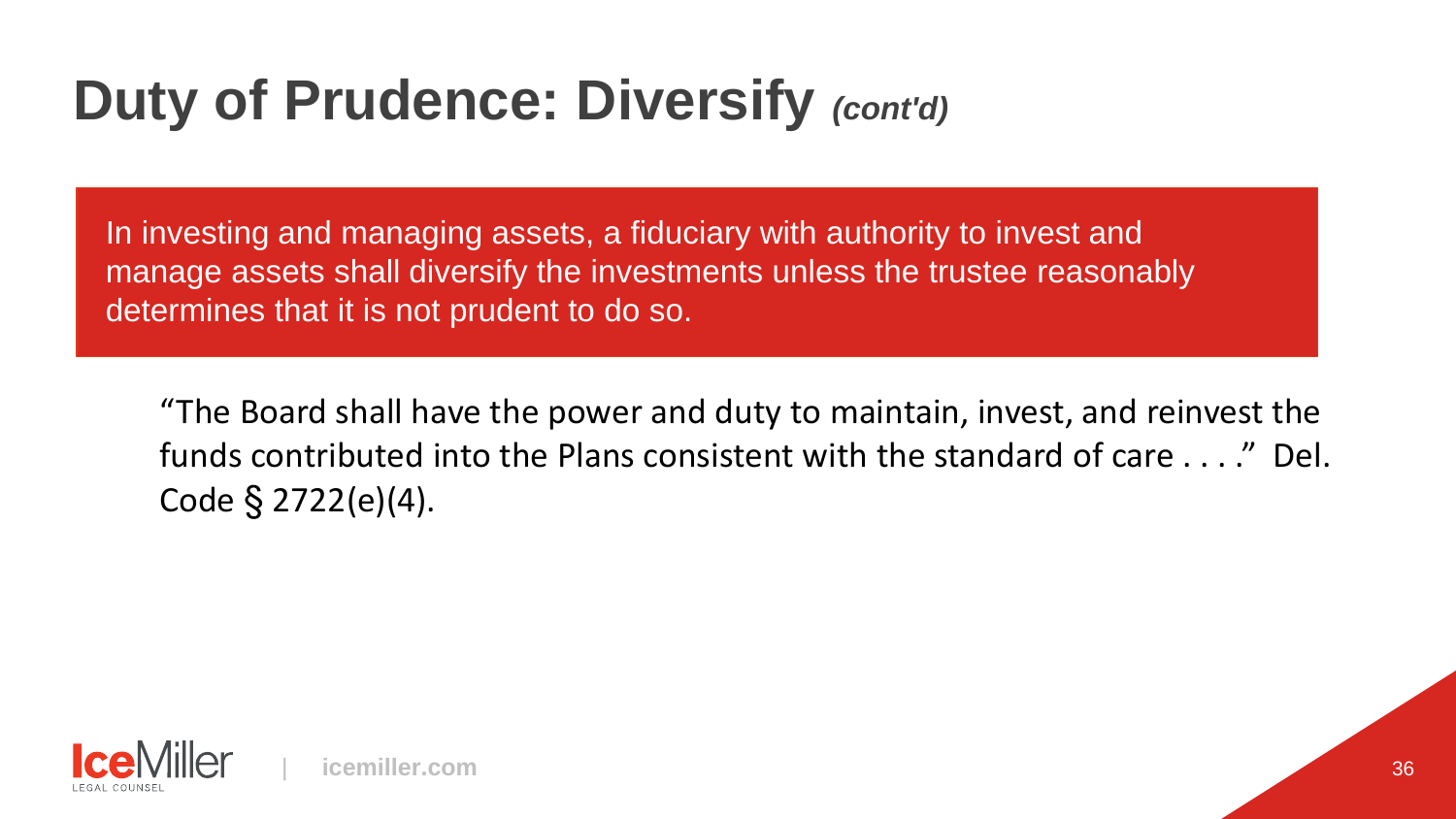# Duty of Prudence: Diversify *(cont'd)*

In investing and managing assets, a fiduciary with authority to invest and manage assets shall diversify the investments unless the trustee reasonably determines that it is not prudent to do so.

"The Board shall have the power and duty to maintain, invest, and reinvest the funds contributed into the Plans consistent with the standard of care . . . ." Del. Code § 2722(e)(4).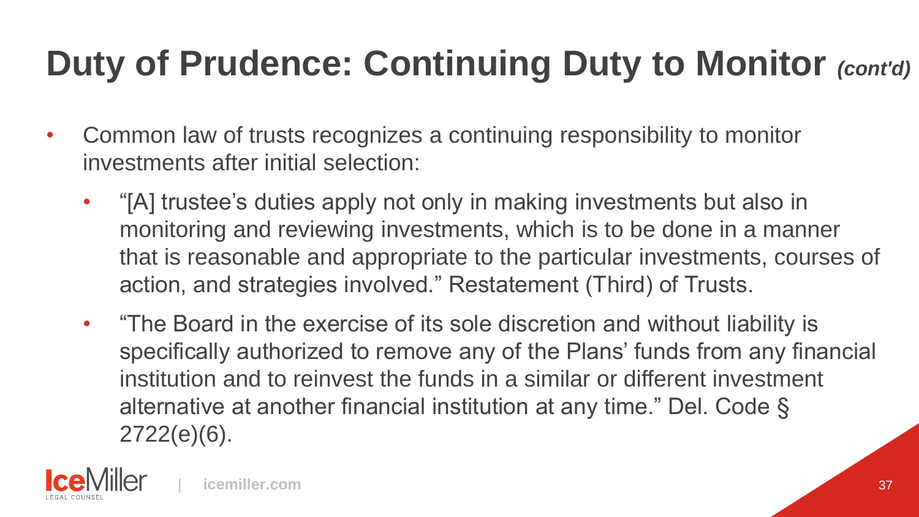# Duty of Prudence: Continuing Duty to Monitor *(cont'd)*

- Common law of trusts recognizes a continuing responsibility to monitor investments after initial selection:
  - "[A] trustee's duties apply not only in making investments but also in monitoring and reviewing investments, which is to be done in a manner that is reasonable and appropriate to the particular investments, courses of action, and strategies involved." Restatement (Third) of Trusts.
  - "The Board in the exercise of its sole discretion and without liability is specifically authorized to remove any of the Plans' funds from any financial institution and to reinvest the funds in a similar or different investment alternative at another financial institution at any time." Del. Code § 2722(e)(6).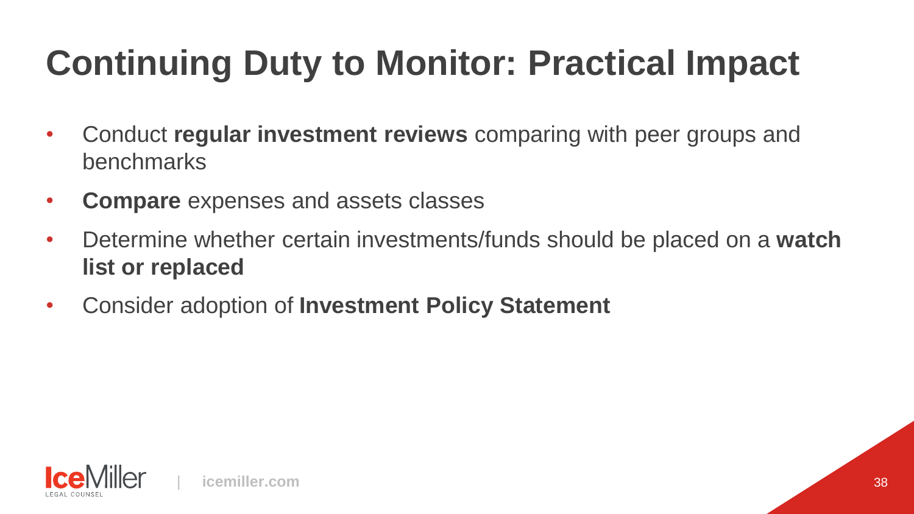# Continuing Duty to Monitor: Practical Impact

- Conduct **regular investment reviews** comparing with peer groups and benchmarks
- **Compare** expenses and assets classes
- Determine whether certain investments/funds should be placed on a **watch list or replaced**
- Consider adoption of **Investment Policy Statement**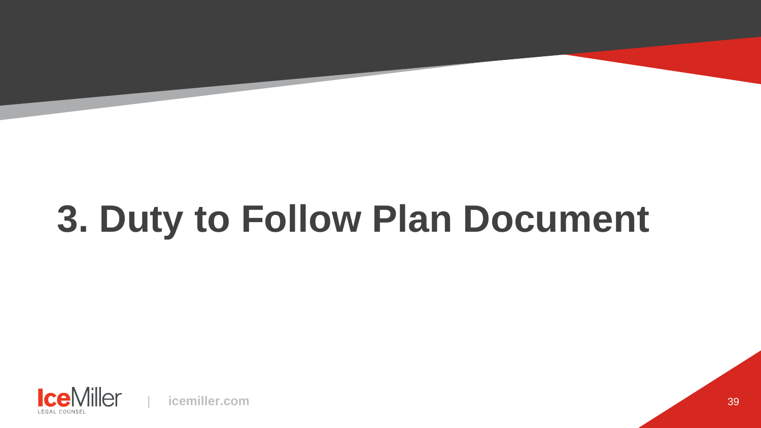# 3. Duty to Follow Plan Document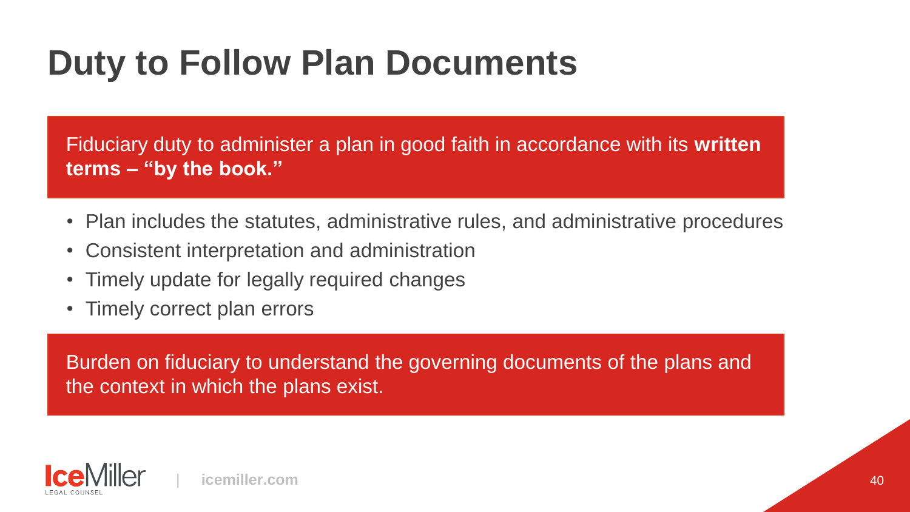# Duty to Follow Plan Documents

Fiduciary duty to administer a plan in good faith in accordance with its **written terms – "by the book."**

- Plan includes the statutes, administrative rules, and administrative procedures
- Consistent interpretation and administration
- Timely update for legally required changes
- Timely correct plan errors

Burden on fiduciary to understand the governing documents of the plans and the context in which the plans exist.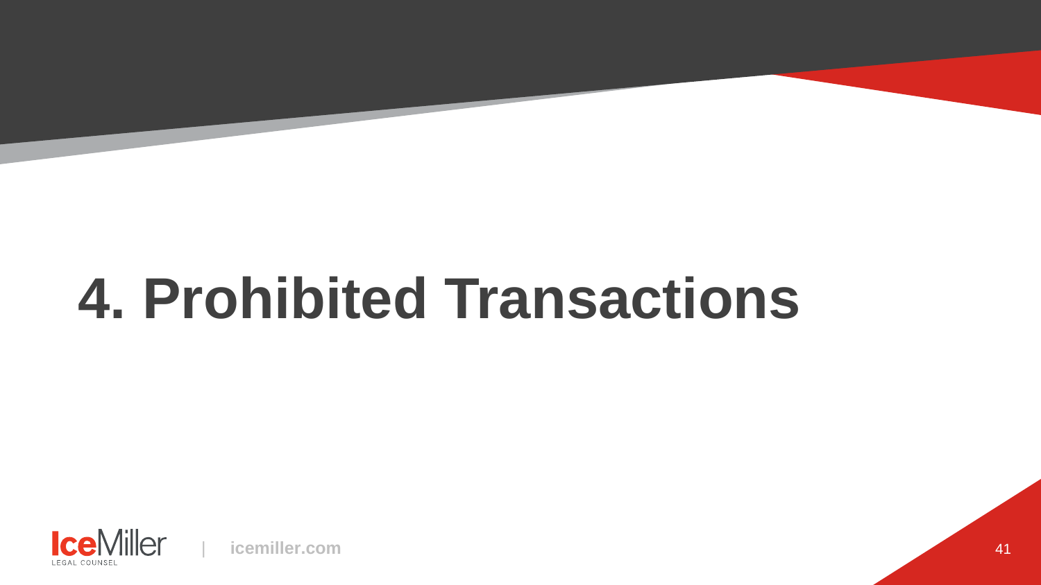# 4. Prohibited Transactions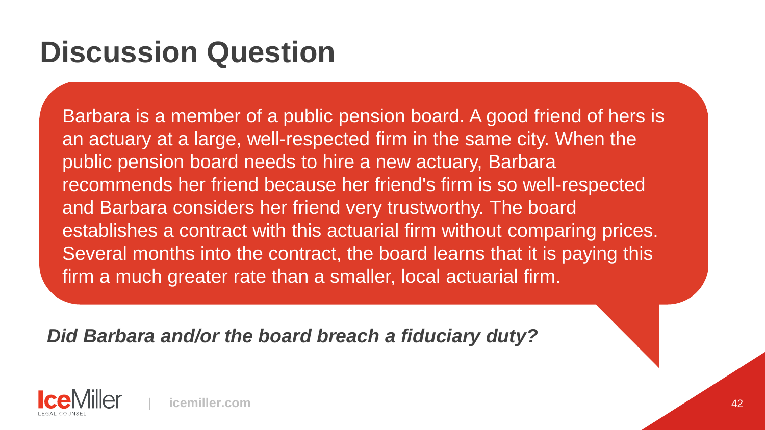# Discussion Question

Barbara is a member of a public pension board. A good friend of hers is an actuary at a large, well-respected firm in the same city. When the public pension board needs to hire a new actuary, Barbara recommends her friend because her friend's firm is so well-respected and Barbara considers her friend very trustworthy. The board establishes a contract with this actuarial firm without comparing prices. Several months into the contract, the board learns that it is paying this firm a much greater rate than a smaller, local actuarial firm.

***Did Barbara and/or the board breach a fiduciary duty?***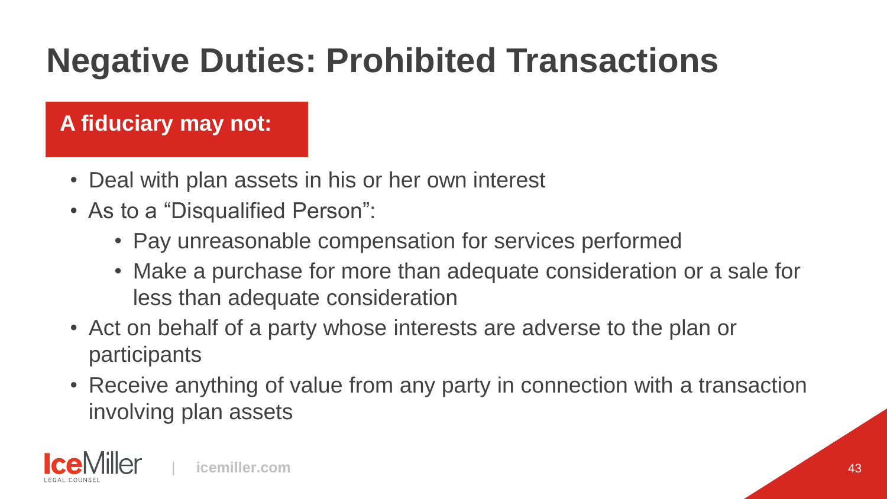# Negative Duties: Prohibited Transactions

**A fiduciary may not:**

- Deal with plan assets in his or her own interest
- As to a "Disqualified Person":
  - Pay unreasonable compensation for services performed
  - Make a purchase for more than adequate consideration or a sale for less than adequate consideration
- Act on behalf of a party whose interests are adverse to the plan or participants
- Receive anything of value from any party in connection with a transaction involving plan assets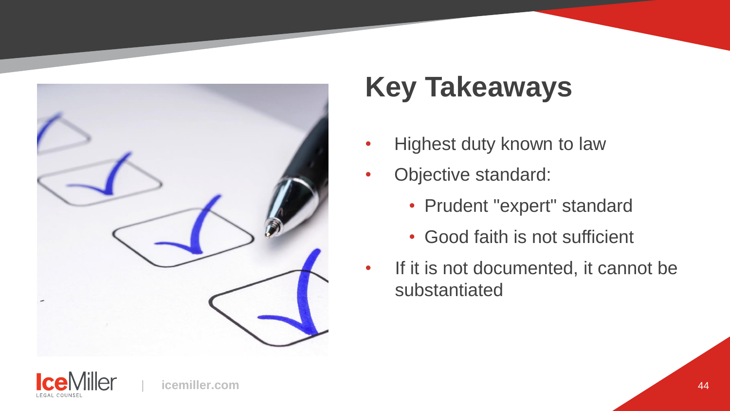# Key Takeaways

- Highest duty known to law
- Objective standard:
  - Prudent "expert" standard
  - Good faith is not sufficient
- If it is not documented, it cannot be substantiated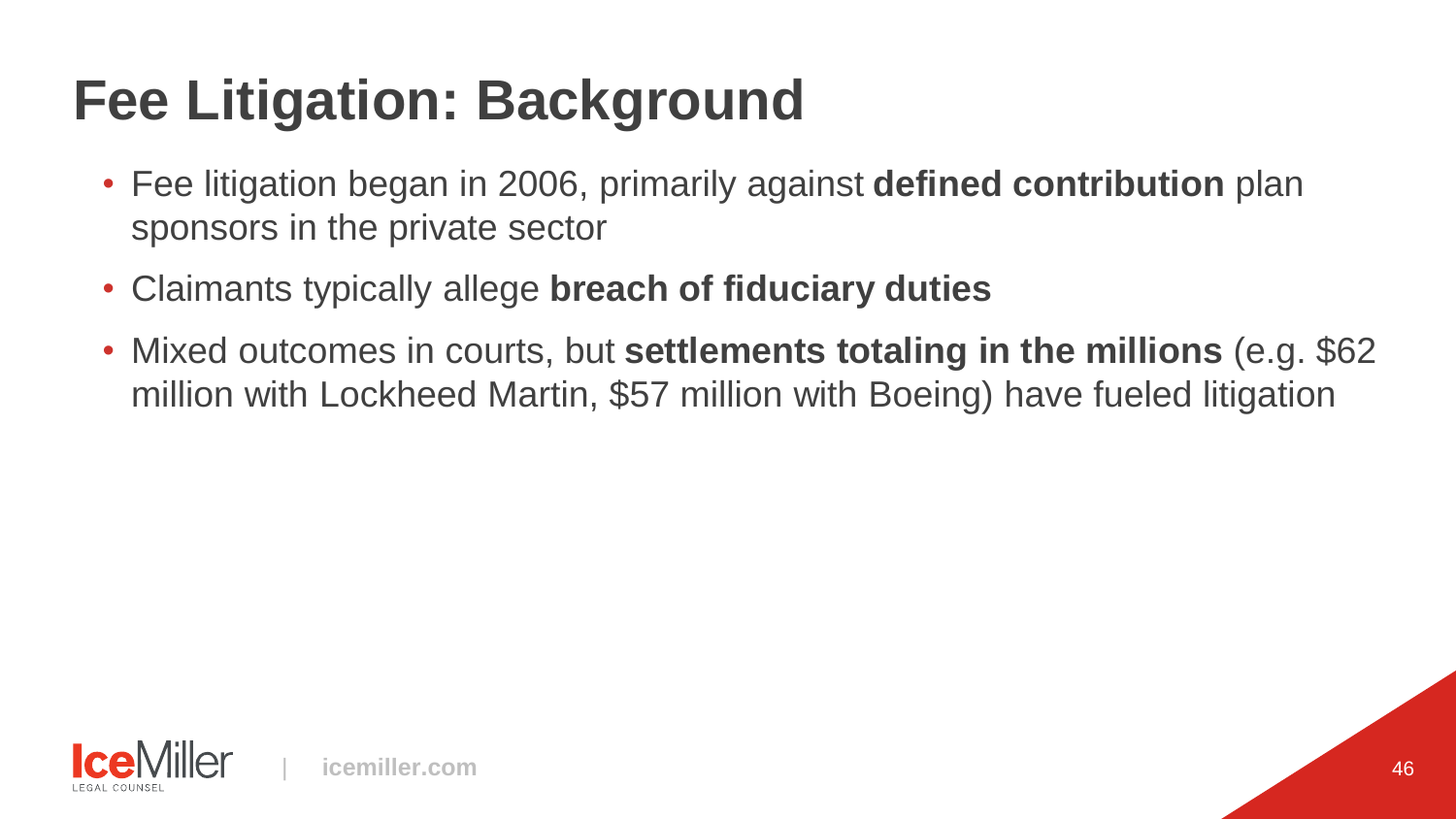# Fee Litigation: Background

- Fee litigation began in 2006, primarily against **defined contribution** plan sponsors in the private sector
- Claimants typically allege **breach of fiduciary duties**
- Mixed outcomes in courts, but **settlements totaling in the millions** (e.g. $62 million with Lockheed Martin, $57 million with Boeing) have fueled litigation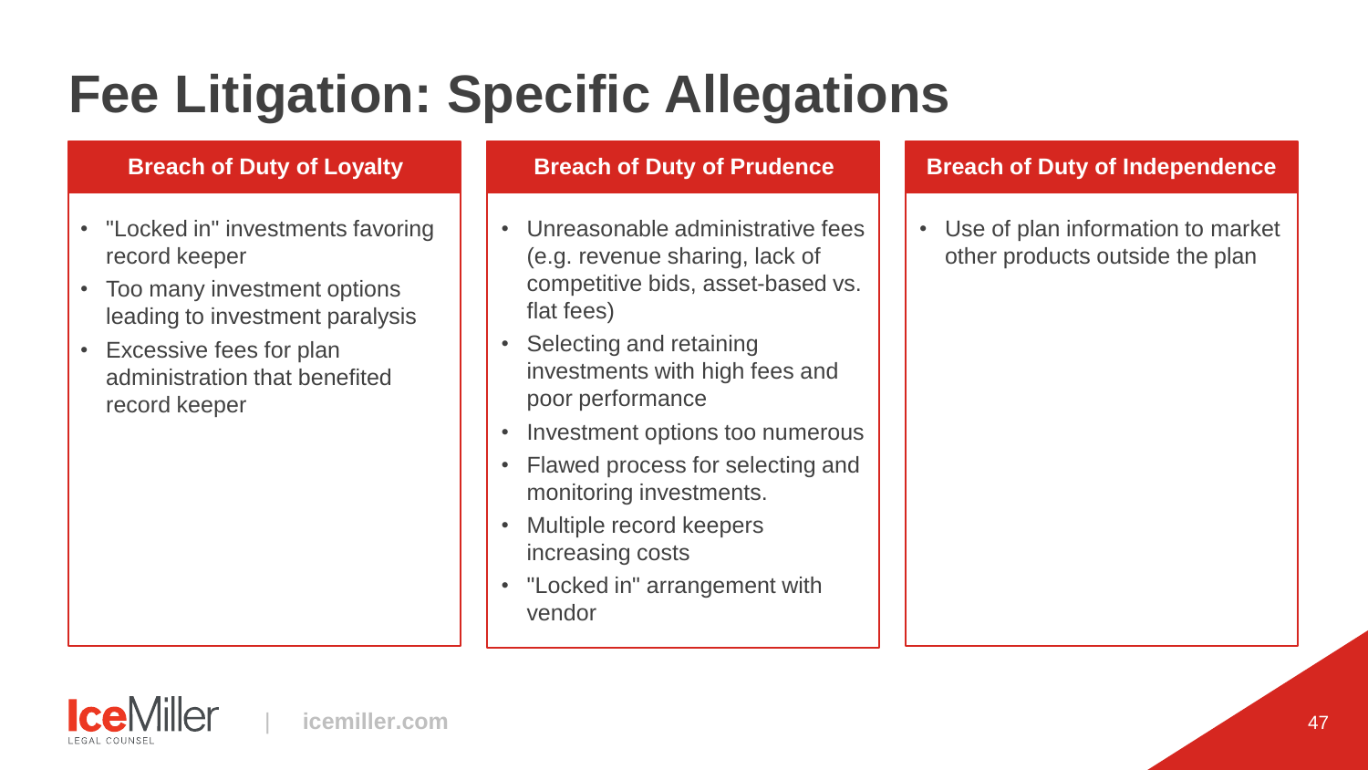# Fee Litigation: Specific Allegations

## Breach of Duty of Loyalty

- "Locked in" investments favoring record keeper
- Too many investment options leading to investment paralysis
- Excessive fees for plan administration that benefited record keeper

## Breach of Duty of Prudence

- Unreasonable administrative fees (e.g. revenue sharing, lack of competitive bids, asset-based vs. flat fees)
- Selecting and retaining investments with high fees and poor performance
- Investment options too numerous
- Flawed process for selecting and monitoring investments.
- Multiple record keepers increasing costs
- "Locked in" arrangement with vendor

## Breach of Duty of Independence

- Use of plan information to market other products outside the plan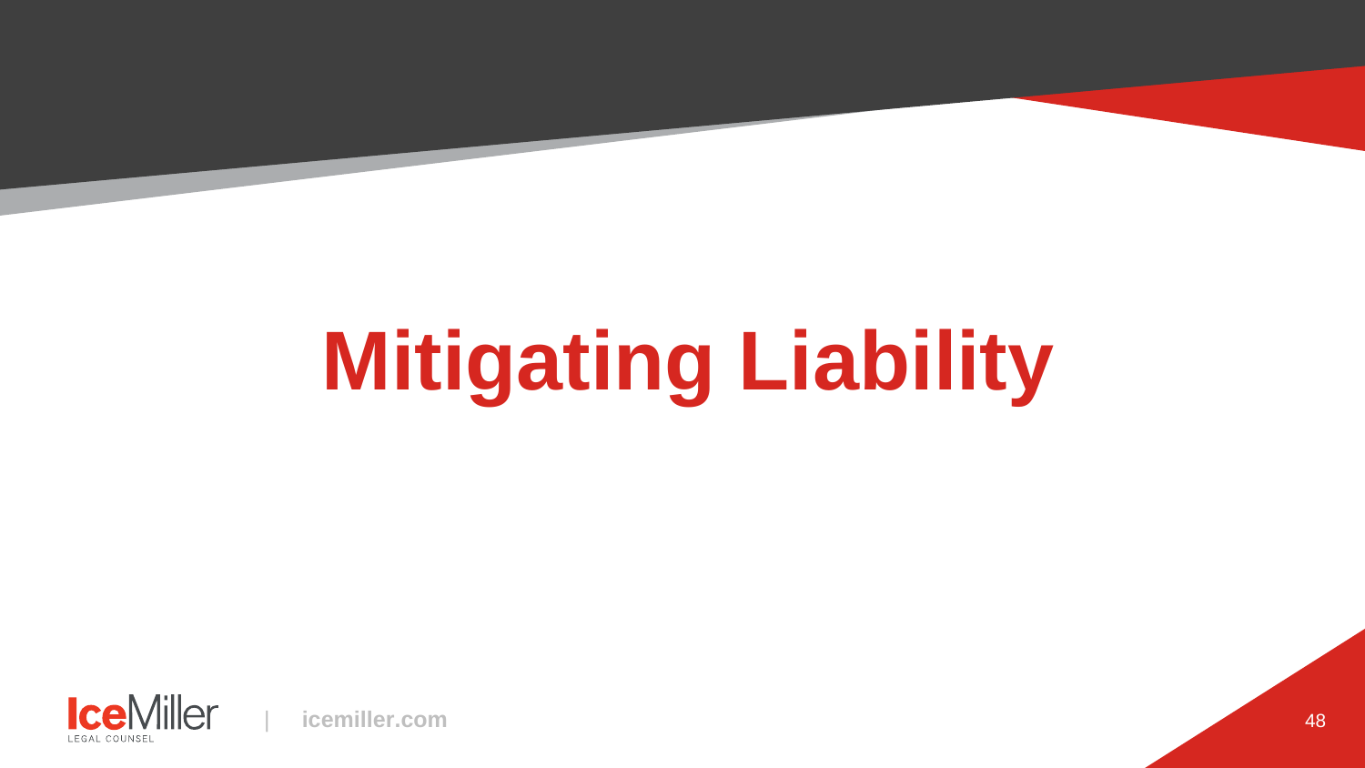# Mitigating Liability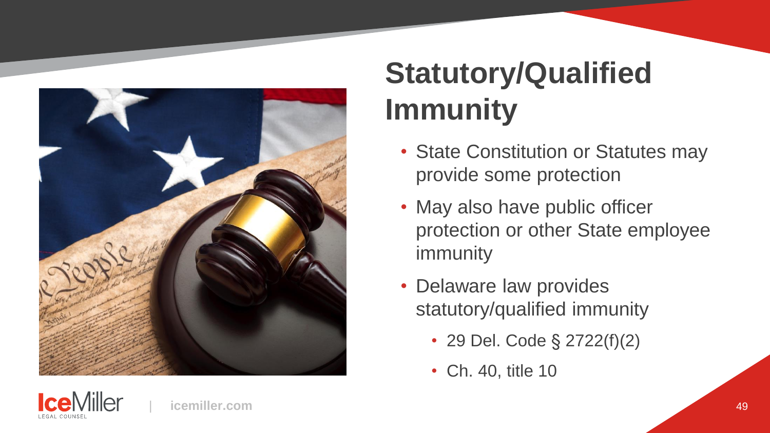# Statutory/Qualified Immunity

- State Constitution or Statutes may provide some protection
- May also have public officer protection or other State employee immunity
- Delaware law provides statutory/qualified immunity
  - 29 Del. Code § 2722(f)(2)
  - Ch. 40, title 10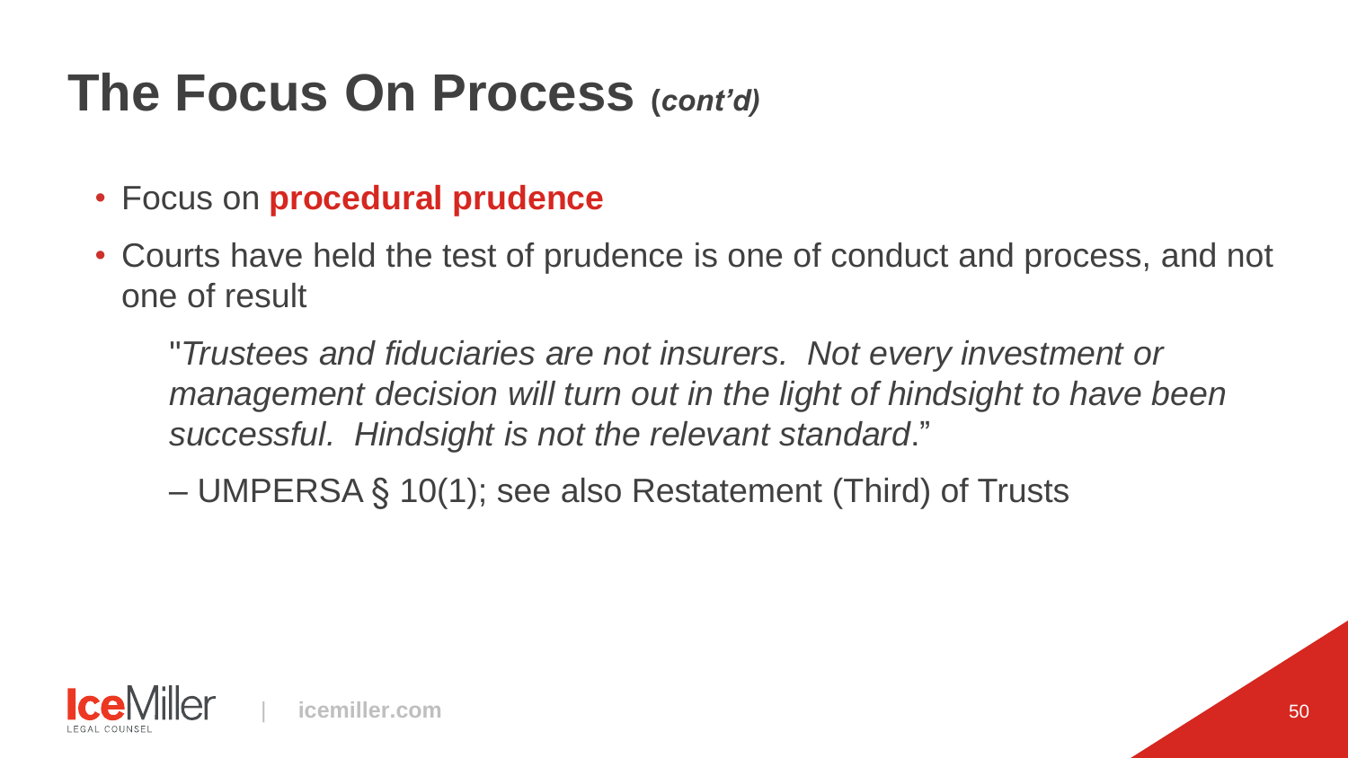# The Focus On Process *(cont'd)*

- Focus on **procedural prudence**
- Courts have held the test of prudence is one of conduct and process, and not one of result

  "*Trustees and fiduciaries are not insurers. Not every investment or management decision will turn out in the light of hindsight to have been successful. Hindsight is not the relevant standard*."

  – UMPERSA § 10(1); see also Restatement (Third) of Trusts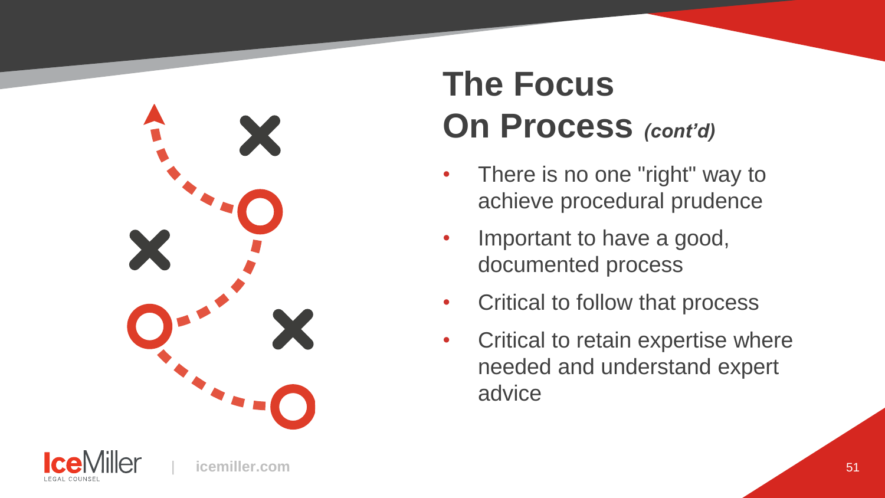# The Focus On Process *(cont'd)*

- There is no one "right" way to achieve procedural prudence
- Important to have a good, documented process
- Critical to follow that process
- Critical to retain expertise where needed and understand expert advice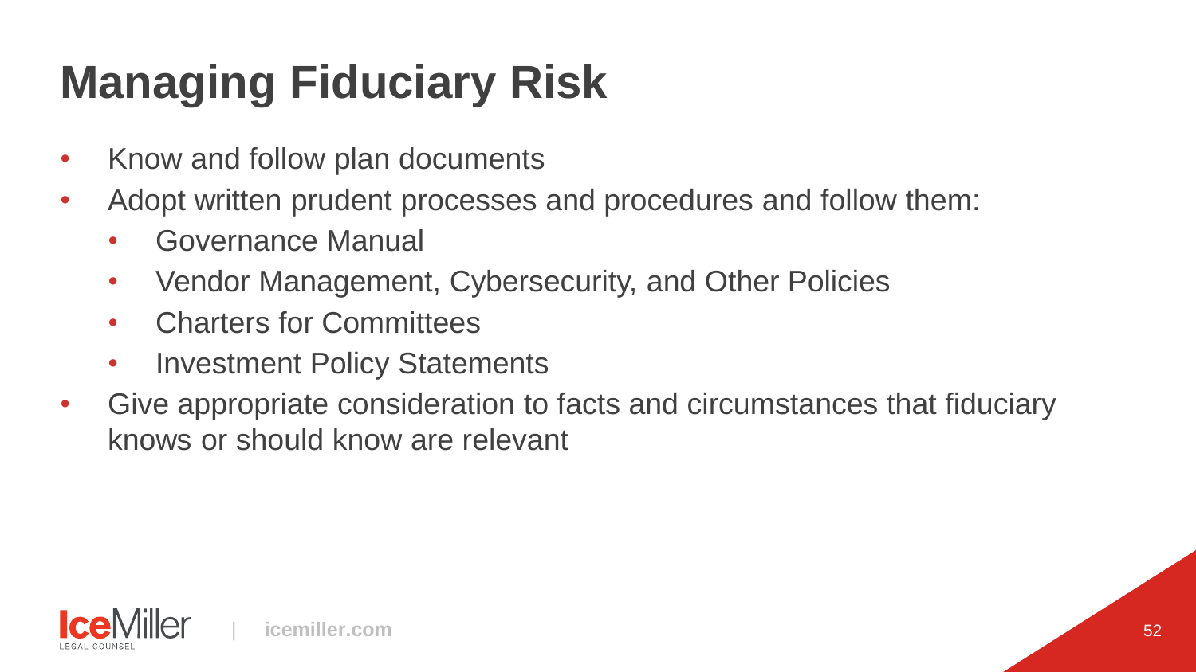# Managing Fiduciary Risk

- Know and follow plan documents
- Adopt written prudent processes and procedures and follow them:
  - Governance Manual
  - Vendor Management, Cybersecurity, and Other Policies
  - Charters for Committees
  - Investment Policy Statements
- Give appropriate consideration to facts and circumstances that fiduciary knows or should know are relevant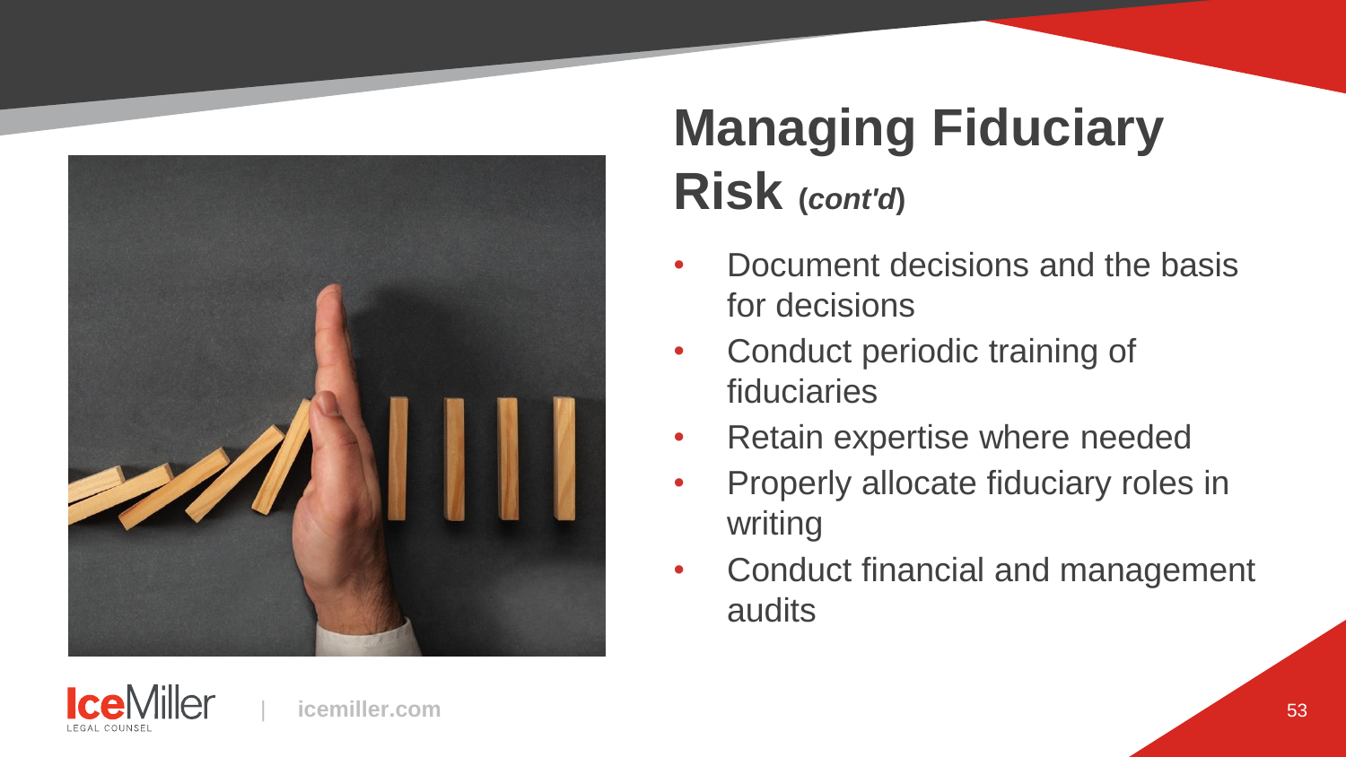# Managing Fiduciary Risk (*cont'd*)

- Document decisions and the basis for decisions
- Conduct periodic training of fiduciaries
- Retain expertise where needed
- Properly allocate fiduciary roles in writing
- Conduct financial and management audits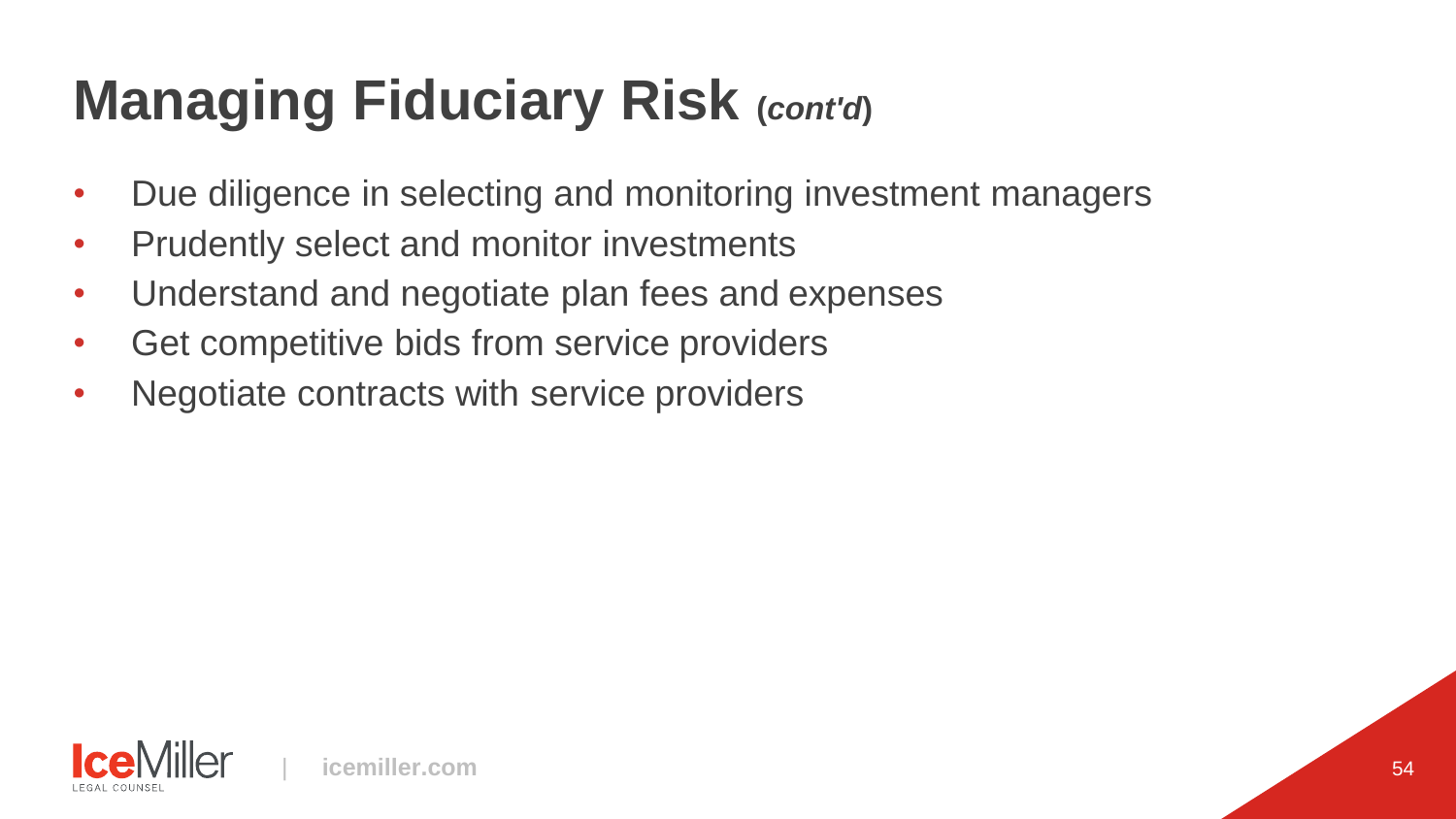# Managing Fiduciary Risk (*cont'd*)

- Due diligence in selecting and monitoring investment managers
- Prudently select and monitor investments
- Understand and negotiate plan fees and expenses
- Get competitive bids from service providers
- Negotiate contracts with service providers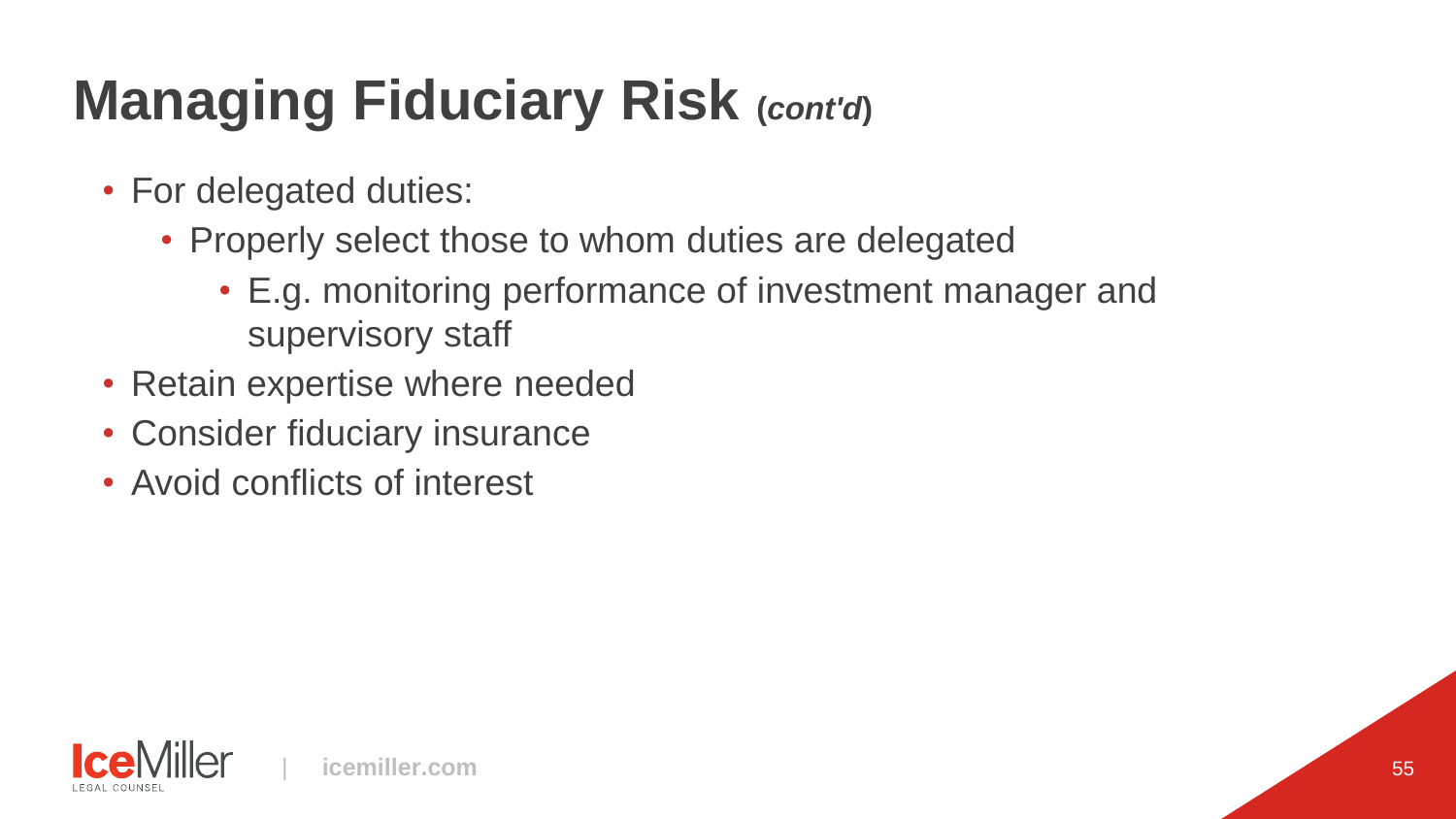# Managing Fiduciary Risk *(cont'd)*

- For delegated duties:
  - Properly select those to whom duties are delegated
    - E.g. monitoring performance of investment manager and supervisory staff
- Retain expertise where needed
- Consider fiduciary insurance
- Avoid conflicts of interest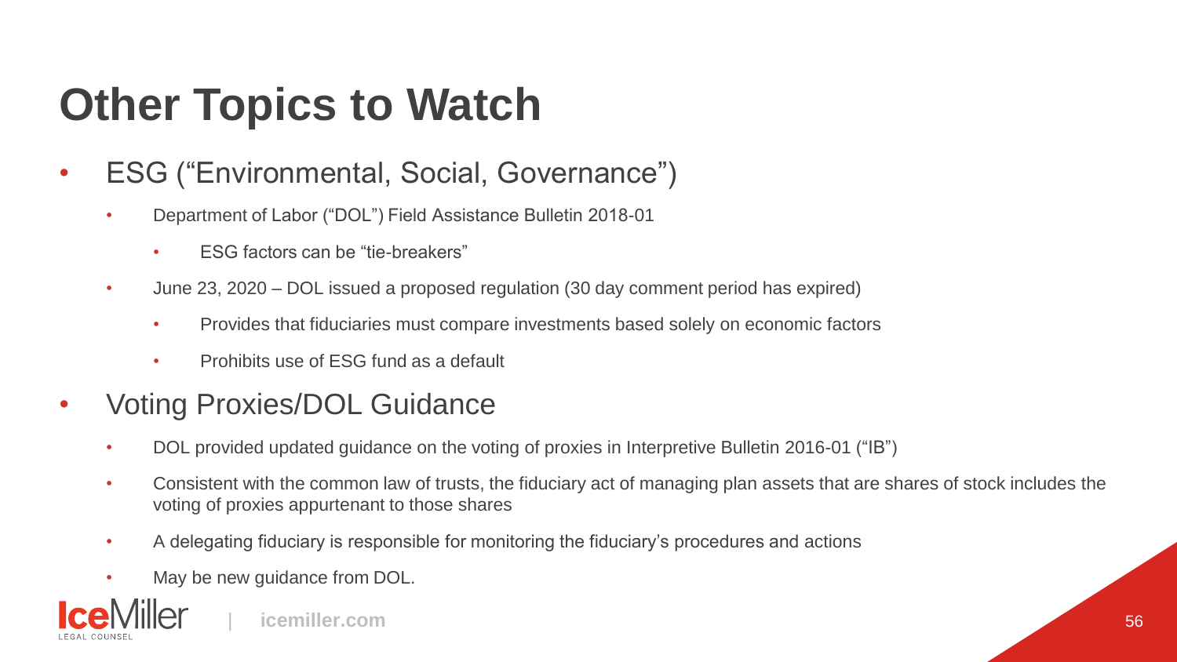# Other Topics to Watch

- ESG ("Environmental, Social, Governance")
  - Department of Labor ("DOL") Field Assistance Bulletin 2018-01
    - ESG factors can be "tie-breakers"
  - June 23, 2020 – DOL issued a proposed regulation (30 day comment period has expired)
    - Provides that fiduciaries must compare investments based solely on economic factors
    - Prohibits use of ESG fund as a default
- Voting Proxies/DOL Guidance
  - DOL provided updated guidance on the voting of proxies in Interpretive Bulletin 2016-01 ("IB")
  - Consistent with the common law of trusts, the fiduciary act of managing plan assets that are shares of stock includes the voting of proxies appurtenant to those shares
  - A delegating fiduciary is responsible for monitoring the fiduciary's procedures and actions
  - May be new guidance from DOL.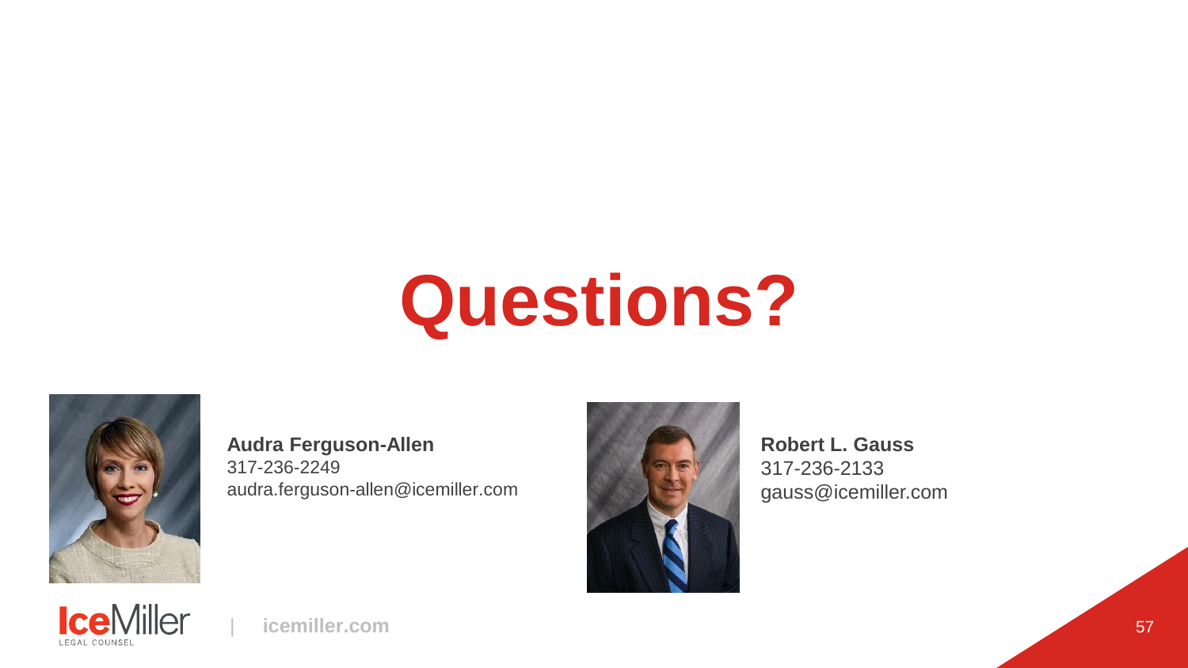# Questions?

**Audra Ferguson-Allen**
317-236-2249
audra.ferguson-allen@icemiller.com

**Robert L. Gauss**
317-236-2133
gauss@icemiller.com